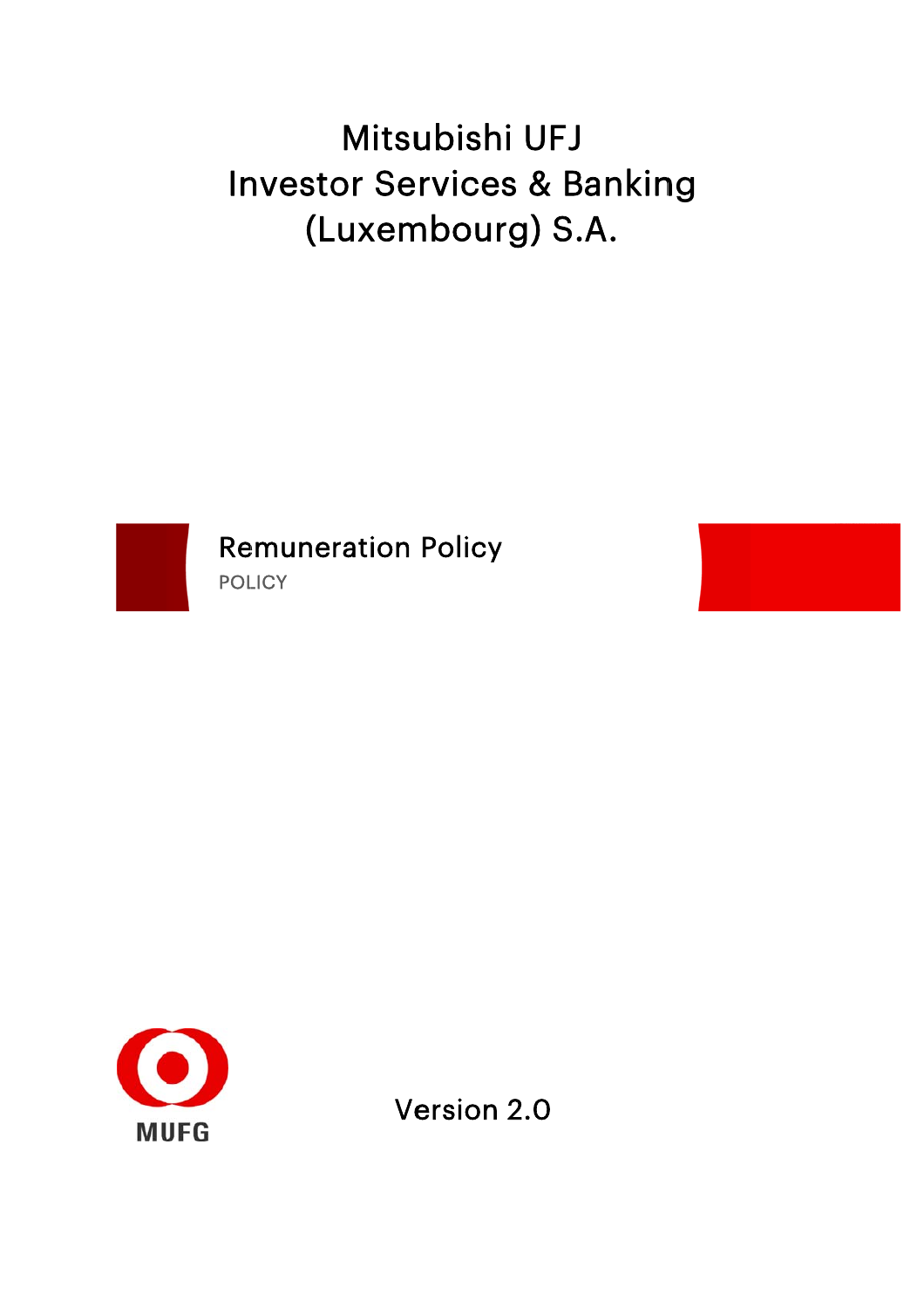# Mitsubishi UFJ Investor Services & Banking (Luxembourg) S.A.

## Remuneration Policy

POLICY

MUFG

Version 2.0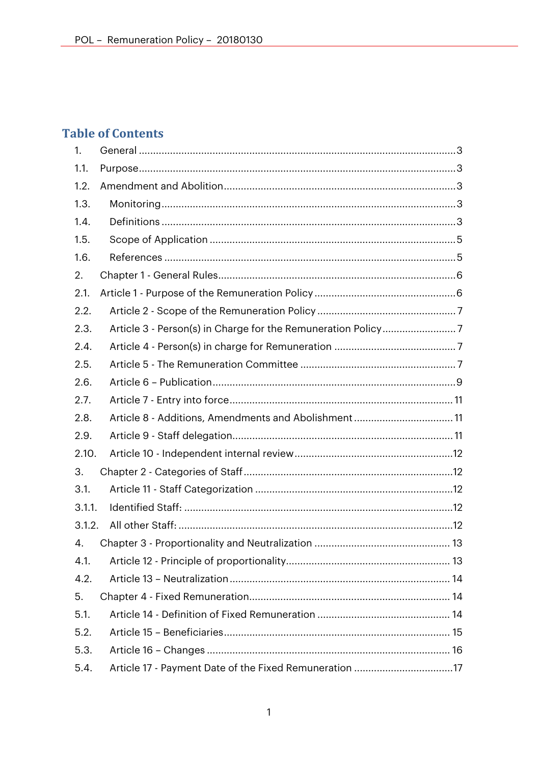## Table of Contents

1. General ........................................................................................................................3
1.1. Purpose.........................................................................................................................3
1.2. Amendment and Abolition..................................................................................3
1.3. Monitoring....................................................................................................................3
1.4. Definitions....................................................................................................................3
1.5. Scope of Application..............................................................................................5
1.6. References....................................................................................................................5
2. Chapter 1 - General Rules....................................................................................6
2.1. Article 1 - Purpose of the Remuneration Policy..................................................6
2.2. Article 2 - Scope of the Remuneration Policy.......................................................7
2.3. Article 3 - Person(s) in Charge for the Remuneration Policy.............................7
2.4. Article 4 - Person(s) in charge for Remuneration..............................................7
2.5. Article 5 - The Remuneration Committee..........................................................7
2.6. Article 6 – Publication...............................................................................................9
2.7. Article 7 - Entry into force.......................................................................................11
2.8. Article 8 - Additions, Amendments and Abolishment......................................11
2.9. Article 9 - Staff delegation........................................................................................11
2.10. Article 10 - Independent internal review.............................................................12
3. Chapter 2 - Categories of Staff.................................................................................12
3.1. Article 11 - Staff Categorization..............................................................................12
3.1.1. Identified Staff:..........................................................................................................12
3.1.2. All other Staff:...........................................................................................................12
4. Chapter 3 - Proportionality and Neutralization.....................................................13
4.1. Article 12 - Principle of proportionality...................................................................13
4.2. Article 13 – Neutralization.........................................................................................14
5. Chapter 4 - Fixed Remuneration..............................................................................14
5.1. Article 14 - Definition of Fixed Remuneration......................................................14
5.2. Article 15 – Beneficiaries...........................................................................................15
5.3. Article 16 – Changes..................................................................................................16
5.4. Article 17 - Payment Date of the Fixed Remuneration.......................................17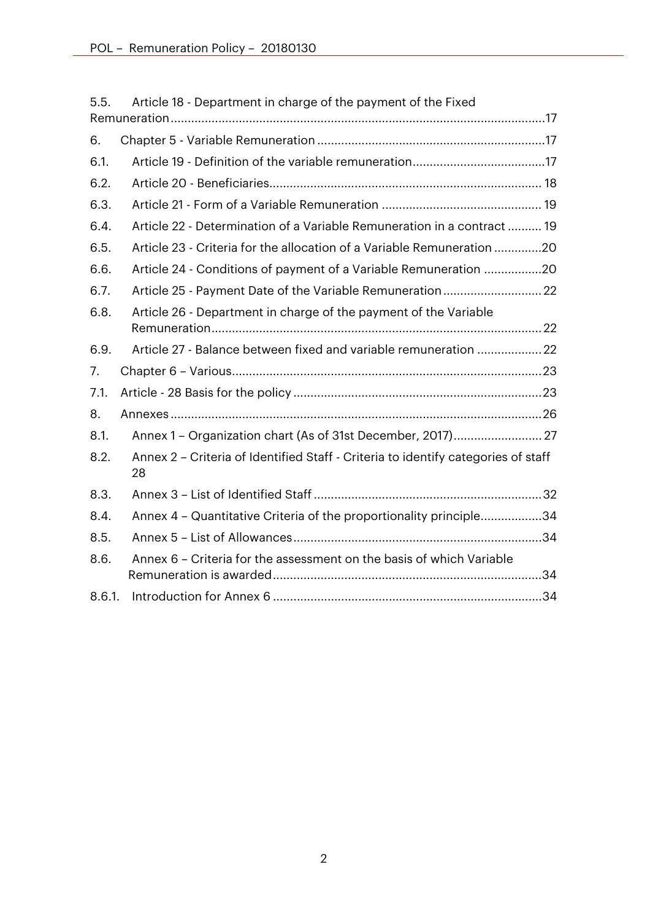5.5. Article 18 - Department in charge of the payment of the Fixed Remuneration ........................................................................................................17

6. Chapter 5 - Variable Remuneration ..................................................................17

6.1. Article 19 - Definition of the variable remuneration.......................................17

6.2. Article 20 - Beneficiaries............................................................................... 18

6.3. Article 21 - Form of a Variable Remuneration .............................................. 19

6.4. Article 22 - Determination of a Variable Remuneration in a contract .......... 19

6.5. Article 23 - Criteria for the allocation of a Variable Remuneration ..............20

6.6. Article 24 - Conditions of payment of a Variable Remuneration .................20

6.7. Article 25 - Payment Date of the Variable Remuneration ............................ 22

6.8. Article 26 - Department in charge of the payment of the Variable Remuneration.............................................................................................. 22

6.9. Article 27 - Balance between fixed and variable remuneration ................... 22

7. Chapter 6 – Various.........................................................................................23

7.1. Article - 28 Basis for the policy ........................................................................23

8. Annexes ...........................................................................................................26

8.1. Annex 1 – Organization chart (As of 31st December, 2017).......................... 27

8.2. Annex 2 – Criteria of Identified Staff - Criteria to identify categories of staff 28

8.3. Annex 3 – List of Identified Staff ................................................................... 32

8.4. Annex 4 – Quantitative Criteria of the proportionality principle..................34

8.5. Annex 5 – List of Allowances.........................................................................34

8.6. Annex 6 – Criteria for the assessment on the basis of which Variable Remuneration is awarded..............................................................................34

8.6.1. Introduction for Annex 6 ..............................................................................34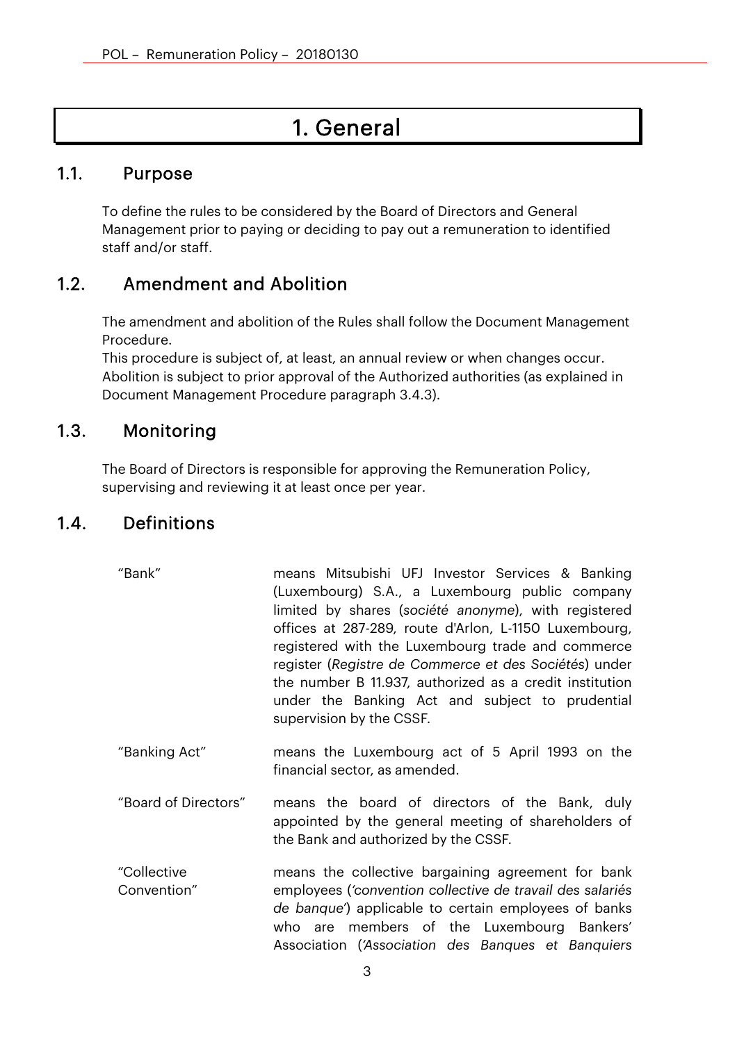# 1. General

## 1.1. Purpose

To define the rules to be considered by the Board of Directors and General Management prior to paying or deciding to pay out a remuneration to identified staff and/or staff.

## 1.2. Amendment and Abolition

The amendment and abolition of the Rules shall follow the Document Management Procedure.
This procedure is subject of, at least, an annual review or when changes occur.
Abolition is subject to prior approval of the Authorized authorities (as explained in Document Management Procedure paragraph 3.4.3).

## 1.3. Monitoring

The Board of Directors is responsible for approving the Remuneration Policy, supervising and reviewing it at least once per year.

## 1.4. Definitions

| | |
|---|---|
| "Bank" | means Mitsubishi UFJ Investor Services & Banking (Luxembourg) S.A., a Luxembourg public company limited by shares (*société anonyme*), with registered offices at 287-289, route d'Arlon, L-1150 Luxembourg, registered with the Luxembourg trade and commerce register (*Registre de Commerce et des Sociétés*) under the number B 11.937, authorized as a credit institution under the Banking Act and subject to prudential supervision by the CSSF. |
| "Banking Act" | means the Luxembourg act of 5 April 1993 on the financial sector, as amended. |
| "Board of Directors" | means the board of directors of the Bank, duly appointed by the general meeting of shareholders of the Bank and authorized by the CSSF. |
| "Collective Convention" | means the collective bargaining agreement for bank employees (*'convention collective de travail des salariés de banque'*) applicable to certain employees of banks who are members of the Luxembourg Bankers' Association (*'Association des Banques et Banquiers* |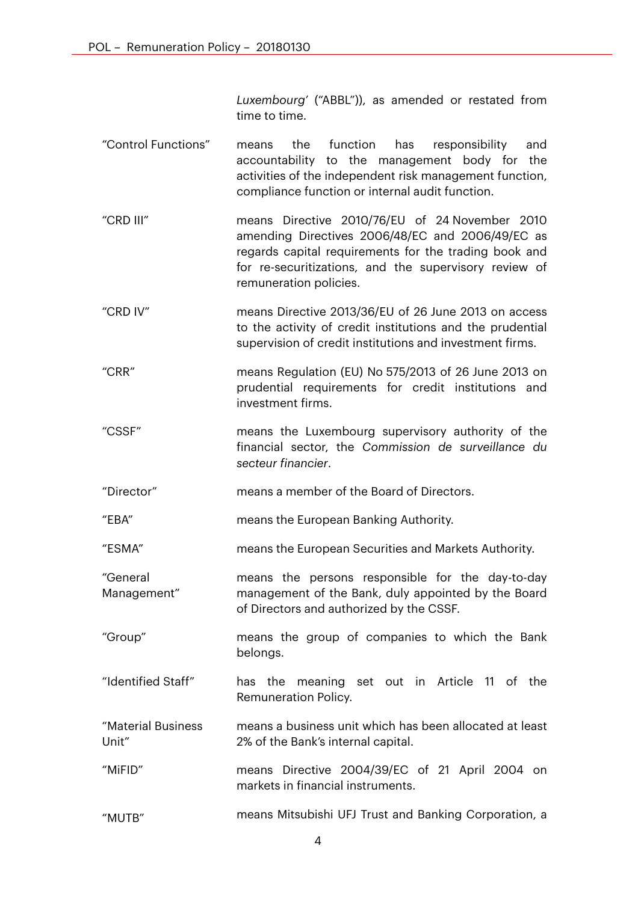*Luxembourg'* ("ABBL")), as amended or restated from time to time.

| | |
|---|---|
| "Control Functions" | means the function has responsibility and accountability to the management body for the activities of the independent risk management function, compliance function or internal audit function. |
| "CRD III" | means Directive 2010/76/EU of 24 November 2010 amending Directives 2006/48/EC and 2006/49/EC as regards capital requirements for the trading book and for re-securitizations, and the supervisory review of remuneration policies. |
| "CRD IV" | means Directive 2013/36/EU of 26 June 2013 on access to the activity of credit institutions and the prudential supervision of credit institutions and investment firms. |
| "CRR" | means Regulation (EU) No 575/2013 of 26 June 2013 on prudential requirements for credit institutions and investment firms. |
| "CSSF" | means the Luxembourg supervisory authority of the financial sector, the *Commission de surveillance du secteur financier*. |
| "Director" | means a member of the Board of Directors. |
| "EBA" | means the European Banking Authority. |
| "ESMA" | means the European Securities and Markets Authority. |
| "General Management" | means the persons responsible for the day-to-day management of the Bank, duly appointed by the Board of Directors and authorized by the CSSF. |
| "Group" | means the group of companies to which the Bank belongs. |
| "Identified Staff" | has the meaning set out in Article 11 of the Remuneration Policy. |
| "Material Business Unit" | means a business unit which has been allocated at least 2% of the Bank's internal capital. |
| "MiFID" | means Directive 2004/39/EC of 21 April 2004 on markets in financial instruments. |
| "MUTB" | means Mitsubishi UFJ Trust and Banking Corporation, a |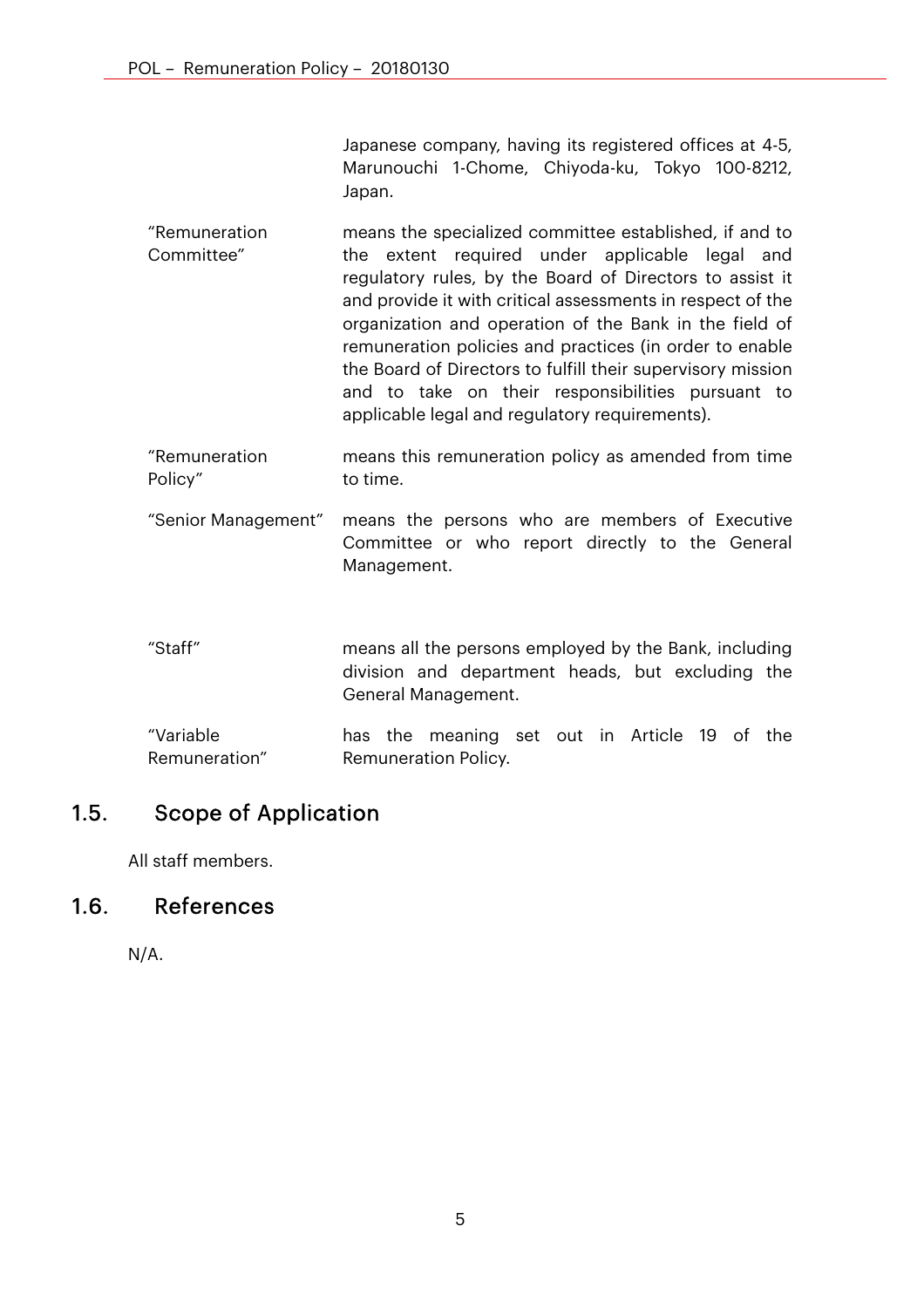| | |
|---|---|
| | Japanese company, having its registered offices at 4-5, Marunouchi 1-Chome, Chiyoda-ku, Tokyo 100-8212, Japan. |
| "Remuneration Committee" | means the specialized committee established, if and to the extent required under applicable legal and regulatory rules, by the Board of Directors to assist it and provide it with critical assessments in respect of the organization and operation of the Bank in the field of remuneration policies and practices (in order to enable the Board of Directors to fulfill their supervisory mission and to take on their responsibilities pursuant to applicable legal and regulatory requirements). |
| "Remuneration Policy" | means this remuneration policy as amended from time to time. |
| "Senior Management" | means the persons who are members of Executive Committee or who report directly to the General Management. |
| "Staff" | means all the persons employed by the Bank, including division and department heads, but excluding the General Management. |
| "Variable Remuneration" | has the meaning set out in Article 19 of the Remuneration Policy. |

## 1.5. Scope of Application

All staff members.

## 1.6. References

N/A.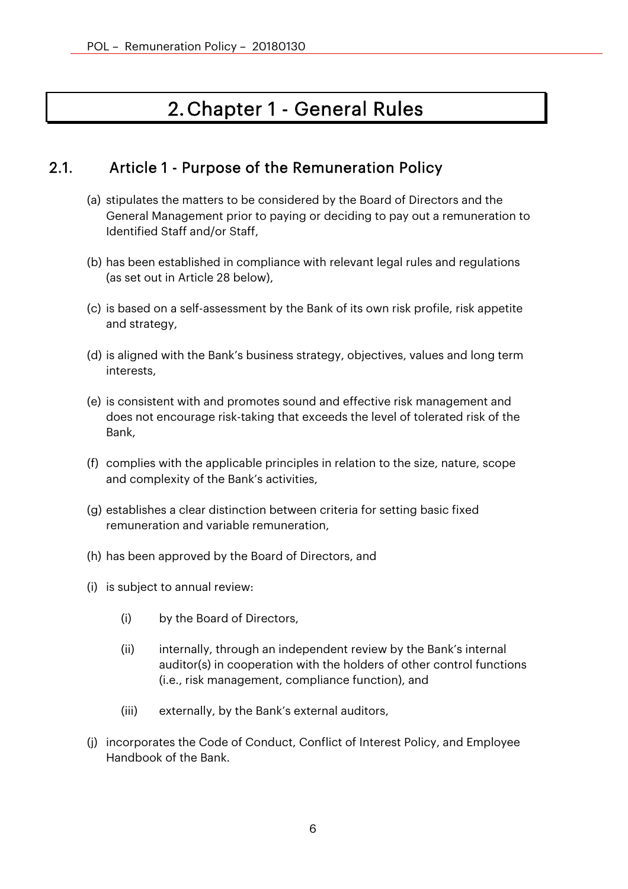# 2. Chapter 1 - General Rules

## 2.1. Article 1 - Purpose of the Remuneration Policy

(a) stipulates the matters to be considered by the Board of Directors and the General Management prior to paying or deciding to pay out a remuneration to Identified Staff and/or Staff,

(b) has been established in compliance with relevant legal rules and regulations (as set out in Article 28 below),

(c) is based on a self-assessment by the Bank of its own risk profile, risk appetite and strategy,

(d) is aligned with the Bank's business strategy, objectives, values and long term interests,

(e) is consistent with and promotes sound and effective risk management and does not encourage risk-taking that exceeds the level of tolerated risk of the Bank,

(f) complies with the applicable principles in relation to the size, nature, scope and complexity of the Bank's activities,

(g) establishes a clear distinction between criteria for setting basic fixed remuneration and variable remuneration,

(h) has been approved by the Board of Directors, and

(i) is subject to annual review:

  (i) by the Board of Directors,

  (ii) internally, through an independent review by the Bank's internal auditor(s) in cooperation with the holders of other control functions (i.e., risk management, compliance function), and

  (iii) externally, by the Bank's external auditors,

(j) incorporates the Code of Conduct, Conflict of Interest Policy, and Employee Handbook of the Bank.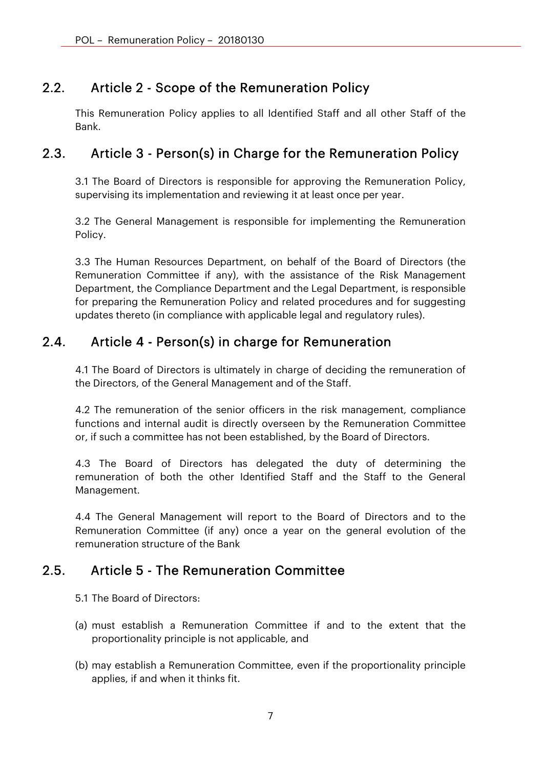## 2.2. Article 2 - Scope of the Remuneration Policy

This Remuneration Policy applies to all Identified Staff and all other Staff of the Bank.

## 2.3. Article 3 - Person(s) in Charge for the Remuneration Policy

3.1 The Board of Directors is responsible for approving the Remuneration Policy, supervising its implementation and reviewing it at least once per year.

3.2 The General Management is responsible for implementing the Remuneration Policy.

3.3 The Human Resources Department, on behalf of the Board of Directors (the Remuneration Committee if any), with the assistance of the Risk Management Department, the Compliance Department and the Legal Department, is responsible for preparing the Remuneration Policy and related procedures and for suggesting updates thereto (in compliance with applicable legal and regulatory rules).

## 2.4. Article 4 - Person(s) in charge for Remuneration

4.1 The Board of Directors is ultimately in charge of deciding the remuneration of the Directors, of the General Management and of the Staff.

4.2 The remuneration of the senior officers in the risk management, compliance functions and internal audit is directly overseen by the Remuneration Committee or, if such a committee has not been established, by the Board of Directors.

4.3 The Board of Directors has delegated the duty of determining the remuneration of both the other Identified Staff and the Staff to the General Management.

4.4 The General Management will report to the Board of Directors and to the Remuneration Committee (if any) once a year on the general evolution of the remuneration structure of the Bank

## 2.5. Article 5 - The Remuneration Committee

5.1 The Board of Directors:

(a) must establish a Remuneration Committee if and to the extent that the proportionality principle is not applicable, and

(b) may establish a Remuneration Committee, even if the proportionality principle applies, if and when it thinks fit.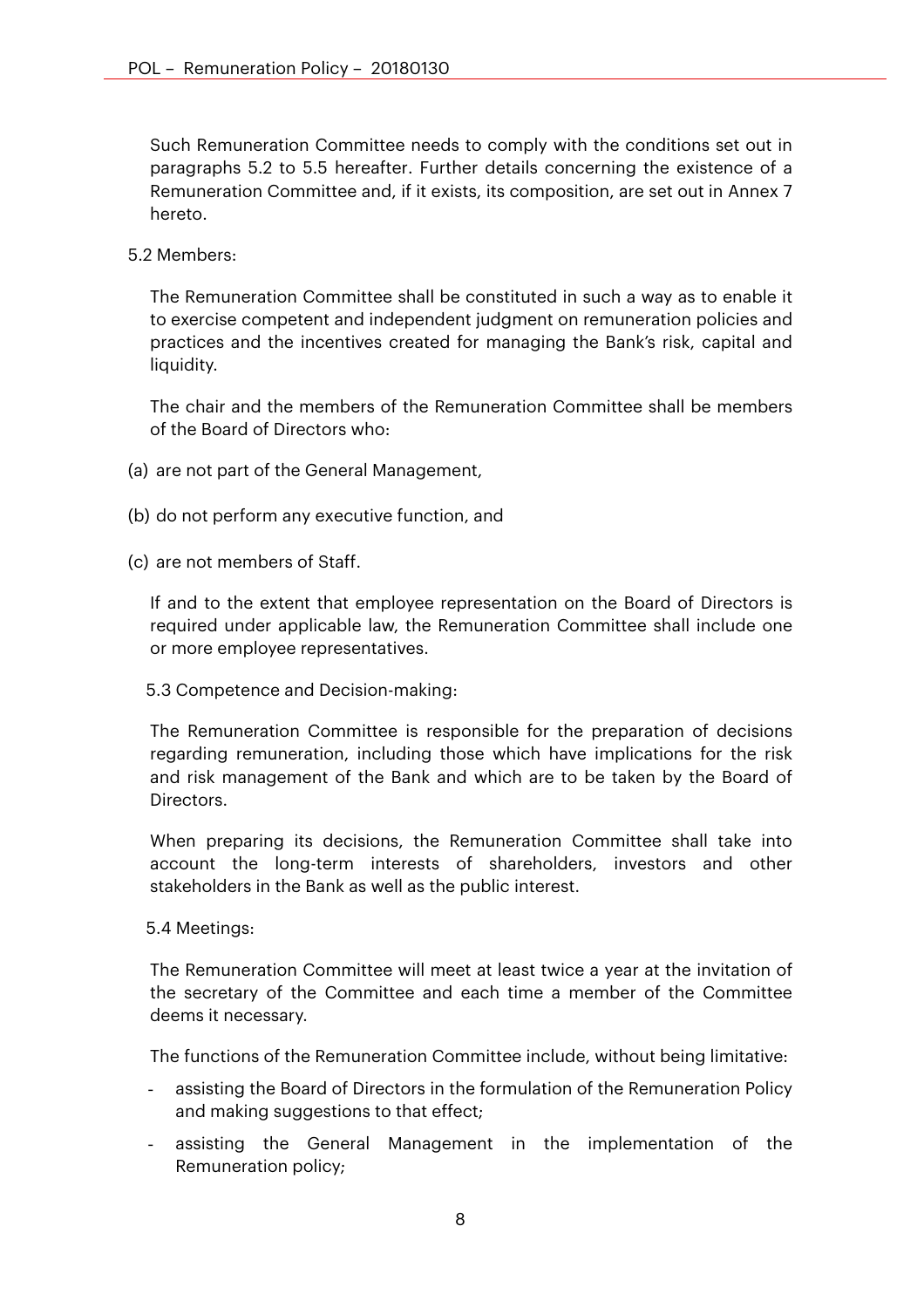Such Remuneration Committee needs to comply with the conditions set out in paragraphs 5.2 to 5.5 hereafter. Further details concerning the existence of a Remuneration Committee and, if it exists, its composition, are set out in Annex 7 hereto.

5.2 Members:

The Remuneration Committee shall be constituted in such a way as to enable it to exercise competent and independent judgment on remuneration policies and practices and the incentives created for managing the Bank's risk, capital and liquidity.

The chair and the members of the Remuneration Committee shall be members of the Board of Directors who:

(a) are not part of the General Management,

(b) do not perform any executive function, and

(c) are not members of Staff.

If and to the extent that employee representation on the Board of Directors is required under applicable law, the Remuneration Committee shall include one or more employee representatives.

5.3 Competence and Decision-making:

The Remuneration Committee is responsible for the preparation of decisions regarding remuneration, including those which have implications for the risk and risk management of the Bank and which are to be taken by the Board of Directors.

When preparing its decisions, the Remuneration Committee shall take into account the long-term interests of shareholders, investors and other stakeholders in the Bank as well as the public interest.

5.4 Meetings:

The Remuneration Committee will meet at least twice a year at the invitation of the secretary of the Committee and each time a member of the Committee deems it necessary.

The functions of the Remuneration Committee include, without being limitative:

- assisting the Board of Directors in the formulation of the Remuneration Policy and making suggestions to that effect;
- assisting the General Management in the implementation of the Remuneration policy;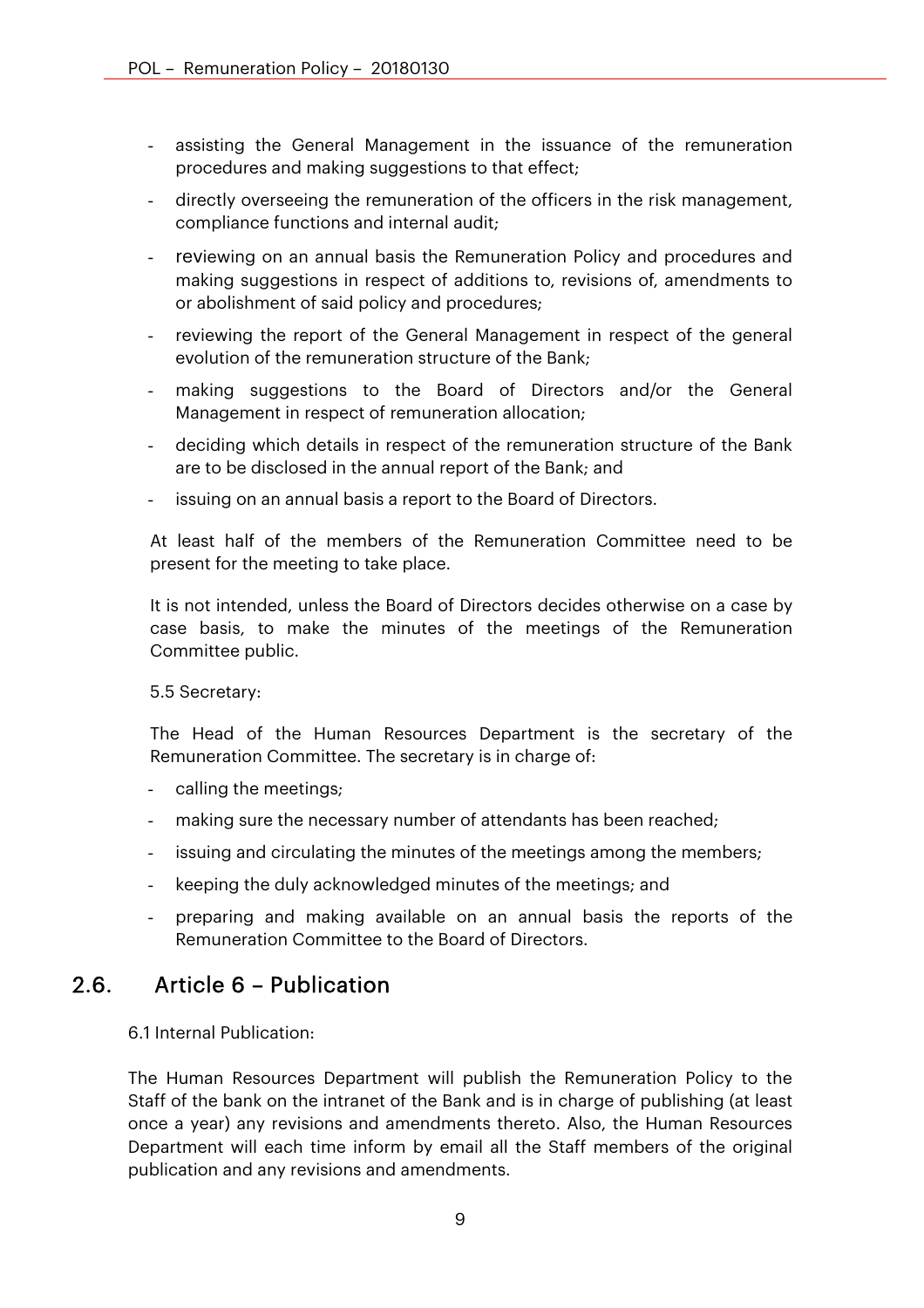- assisting the General Management in the issuance of the remuneration procedures and making suggestions to that effect;
- directly overseeing the remuneration of the officers in the risk management, compliance functions and internal audit;
- reviewing on an annual basis the Remuneration Policy and procedures and making suggestions in respect of additions to, revisions of, amendments to or abolishment of said policy and procedures;
- reviewing the report of the General Management in respect of the general evolution of the remuneration structure of the Bank;
- making suggestions to the Board of Directors and/or the General Management in respect of remuneration allocation;
- deciding which details in respect of the remuneration structure of the Bank are to be disclosed in the annual report of the Bank; and
- issuing on an annual basis a report to the Board of Directors.

At least half of the members of the Remuneration Committee need to be present for the meeting to take place.

It is not intended, unless the Board of Directors decides otherwise on a case by case basis, to make the minutes of the meetings of the Remuneration Committee public.

5.5 Secretary:

The Head of the Human Resources Department is the secretary of the Remuneration Committee. The secretary is in charge of:

- calling the meetings;
- making sure the necessary number of attendants has been reached;
- issuing and circulating the minutes of the meetings among the members;
- keeping the duly acknowledged minutes of the meetings; and
- preparing and making available on an annual basis the reports of the Remuneration Committee to the Board of Directors.

## 2.6. Article 6 – Publication

6.1 Internal Publication:

The Human Resources Department will publish the Remuneration Policy to the Staff of the bank on the intranet of the Bank and is in charge of publishing (at least once a year) any revisions and amendments thereto. Also, the Human Resources Department will each time inform by email all the Staff members of the original publication and any revisions and amendments.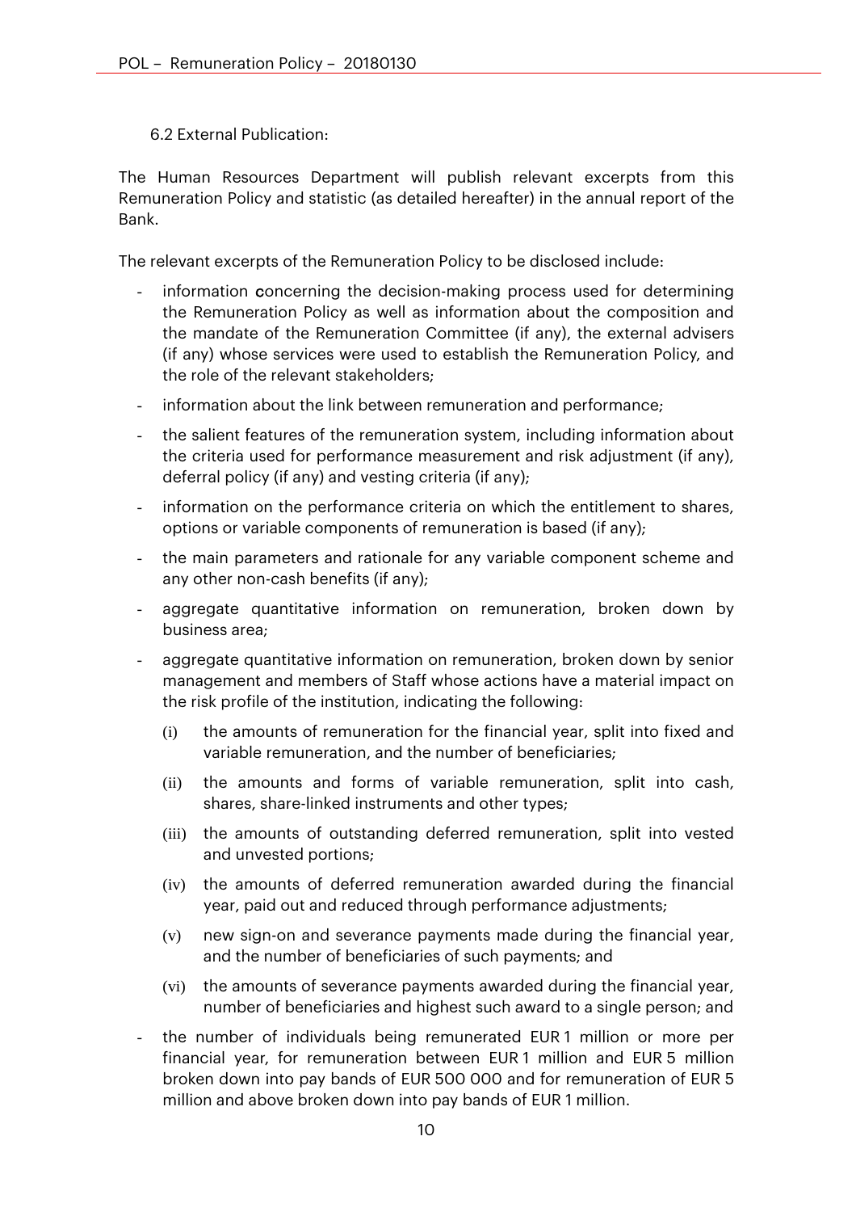### 6.2 External Publication:

The Human Resources Department will publish relevant excerpts from this Remuneration Policy and statistic (as detailed hereafter) in the annual report of the Bank.

The relevant excerpts of the Remuneration Policy to be disclosed include:

- information concerning the decision-making process used for determining the Remuneration Policy as well as information about the composition and the mandate of the Remuneration Committee (if any), the external advisers (if any) whose services were used to establish the Remuneration Policy, and the role of the relevant stakeholders;
- information about the link between remuneration and performance;
- the salient features of the remuneration system, including information about the criteria used for performance measurement and risk adjustment (if any), deferral policy (if any) and vesting criteria (if any);
- information on the performance criteria on which the entitlement to shares, options or variable components of remuneration is based (if any);
- the main parameters and rationale for any variable component scheme and any other non-cash benefits (if any);
- aggregate quantitative information on remuneration, broken down by business area;
- aggregate quantitative information on remuneration, broken down by senior management and members of Staff whose actions have a material impact on the risk profile of the institution, indicating the following:
  - (i) the amounts of remuneration for the financial year, split into fixed and variable remuneration, and the number of beneficiaries;
  - (ii) the amounts and forms of variable remuneration, split into cash, shares, share-linked instruments and other types;
  - (iii) the amounts of outstanding deferred remuneration, split into vested and unvested portions;
  - (iv) the amounts of deferred remuneration awarded during the financial year, paid out and reduced through performance adjustments;
  - (v) new sign-on and severance payments made during the financial year, and the number of beneficiaries of such payments; and
  - (vi) the amounts of severance payments awarded during the financial year, number of beneficiaries and highest such award to a single person; and
- the number of individuals being remunerated EUR 1 million or more per financial year, for remuneration between EUR 1 million and EUR 5 million broken down into pay bands of EUR 500 000 and for remuneration of EUR 5 million and above broken down into pay bands of EUR 1 million.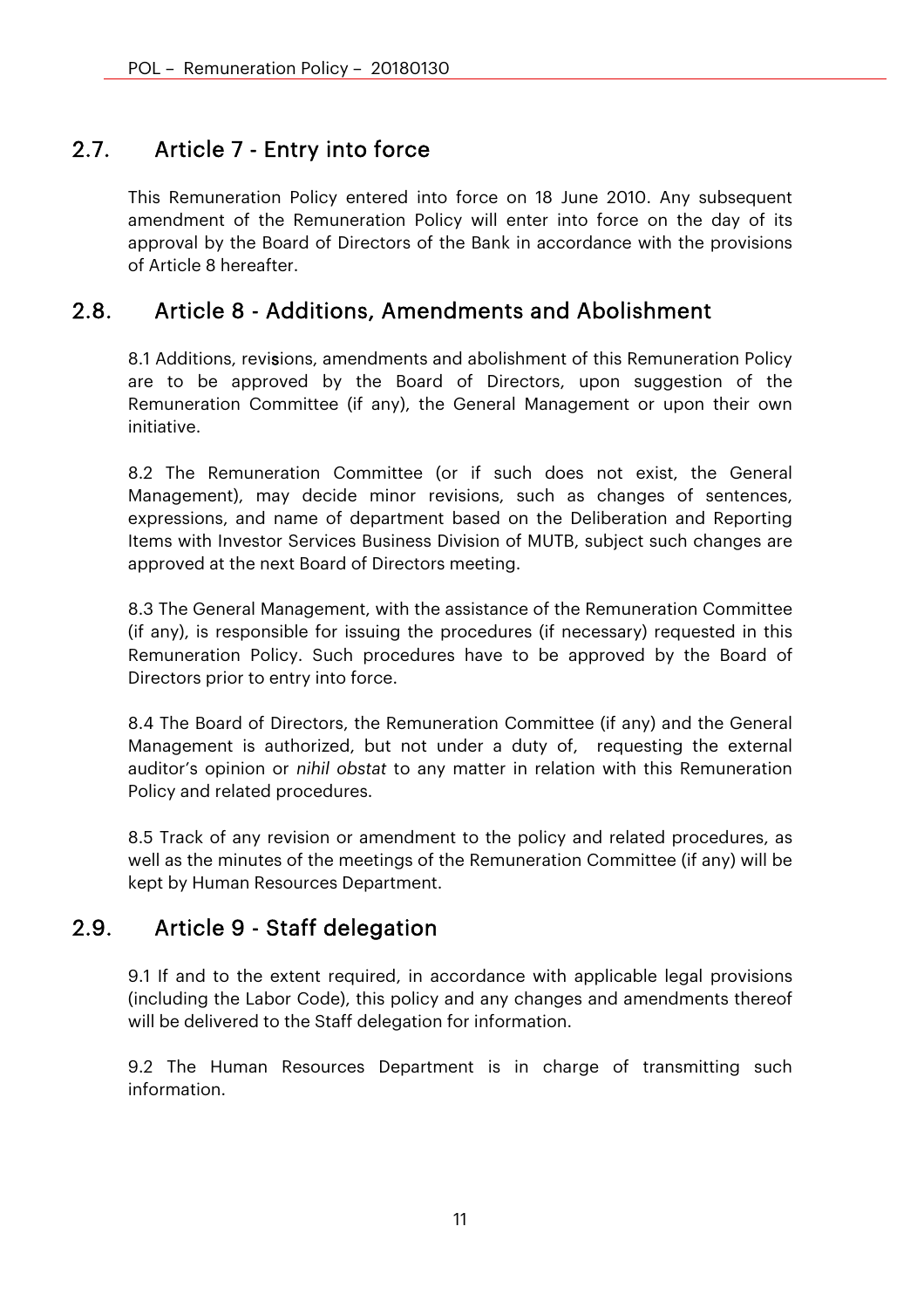## 2.7. Article 7 - Entry into force

This Remuneration Policy entered into force on 18 June 2010. Any subsequent amendment of the Remuneration Policy will enter into force on the day of its approval by the Board of Directors of the Bank in accordance with the provisions of Article 8 hereafter.

## 2.8. Article 8 - Additions, Amendments and Abolishment

8.1 Additions, revisions, amendments and abolishment of this Remuneration Policy are to be approved by the Board of Directors, upon suggestion of the Remuneration Committee (if any), the General Management or upon their own initiative.

8.2 The Remuneration Committee (or if such does not exist, the General Management), may decide minor revisions, such as changes of sentences, expressions, and name of department based on the Deliberation and Reporting Items with Investor Services Business Division of MUTB, subject such changes are approved at the next Board of Directors meeting.

8.3 The General Management, with the assistance of the Remuneration Committee (if any), is responsible for issuing the procedures (if necessary) requested in this Remuneration Policy. Such procedures have to be approved by the Board of Directors prior to entry into force.

8.4 The Board of Directors, the Remuneration Committee (if any) and the General Management is authorized, but not under a duty of, requesting the external auditor's opinion or *nihil obstat* to any matter in relation with this Remuneration Policy and related procedures.

8.5 Track of any revision or amendment to the policy and related procedures, as well as the minutes of the meetings of the Remuneration Committee (if any) will be kept by Human Resources Department.

## 2.9. Article 9 - Staff delegation

9.1 If and to the extent required, in accordance with applicable legal provisions (including the Labor Code), this policy and any changes and amendments thereof will be delivered to the Staff delegation for information.

9.2 The Human Resources Department is in charge of transmitting such information.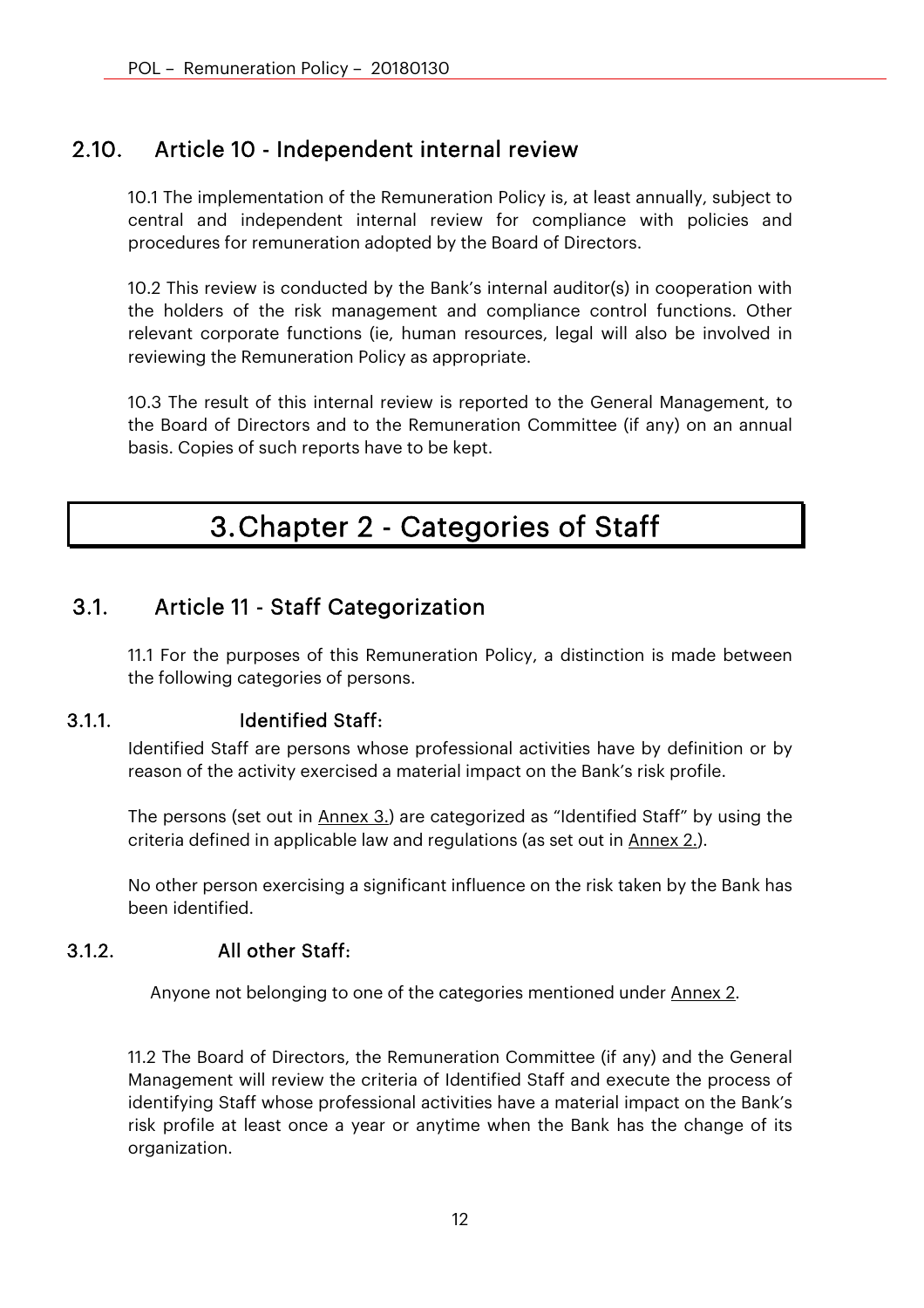## 2.10. Article 10 - Independent internal review

10.1 The implementation of the Remuneration Policy is, at least annually, subject to central and independent internal review for compliance with policies and procedures for remuneration adopted by the Board of Directors.

10.2 This review is conducted by the Bank's internal auditor(s) in cooperation with the holders of the risk management and compliance control functions. Other relevant corporate functions (ie, human resources, legal will also be involved in reviewing the Remuneration Policy as appropriate.

10.3 The result of this internal review is reported to the General Management, to the Board of Directors and to the Remuneration Committee (if any) on an annual basis. Copies of such reports have to be kept.

# 3. Chapter 2 - Categories of Staff

## 3.1. Article 11 - Staff Categorization

11.1 For the purposes of this Remuneration Policy, a distinction is made between the following categories of persons.

### 3.1.1. Identified Staff:

Identified Staff are persons whose professional activities have by definition or by reason of the activity exercised a material impact on the Bank's risk profile.

The persons (set out in Annex 3.) are categorized as "Identified Staff" by using the criteria defined in applicable law and regulations (as set out in Annex 2.).

No other person exercising a significant influence on the risk taken by the Bank has been identified.

### 3.1.2. All other Staff:

Anyone not belonging to one of the categories mentioned under Annex 2.

11.2 The Board of Directors, the Remuneration Committee (if any) and the General Management will review the criteria of Identified Staff and execute the process of identifying Staff whose professional activities have a material impact on the Bank's risk profile at least once a year or anytime when the Bank has the change of its organization.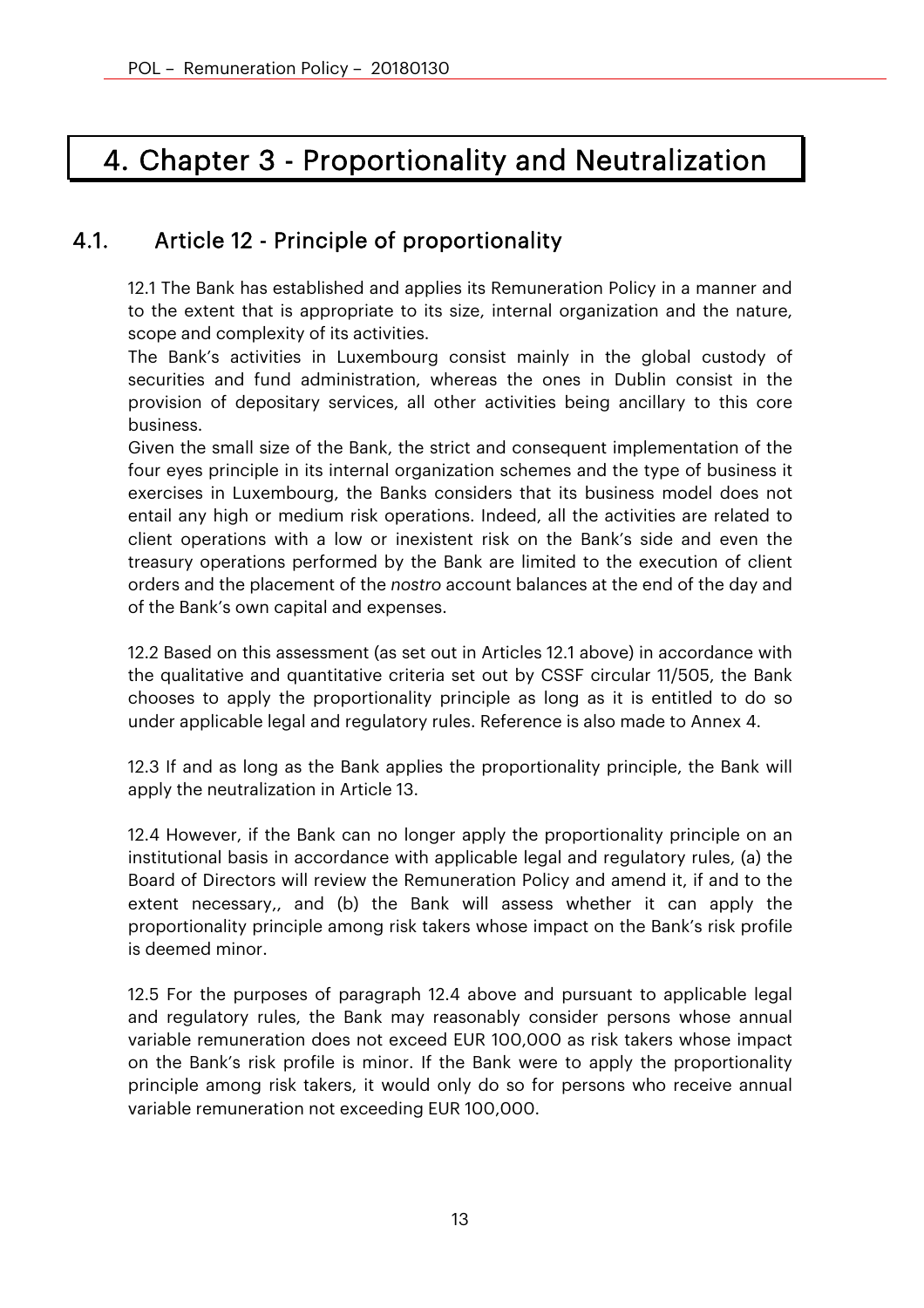# 4. Chapter 3 - Proportionality and Neutralization

## 4.1. Article 12 - Principle of proportionality

12.1 The Bank has established and applies its Remuneration Policy in a manner and to the extent that is appropriate to its size, internal organization and the nature, scope and complexity of its activities.

The Bank's activities in Luxembourg consist mainly in the global custody of securities and fund administration, whereas the ones in Dublin consist in the provision of depositary services, all other activities being ancillary to this core business.

Given the small size of the Bank, the strict and consequent implementation of the four eyes principle in its internal organization schemes and the type of business it exercises in Luxembourg, the Banks considers that its business model does not entail any high or medium risk operations. Indeed, all the activities are related to client operations with a low or inexistent risk on the Bank's side and even the treasury operations performed by the Bank are limited to the execution of client orders and the placement of the *nostro* account balances at the end of the day and of the Bank's own capital and expenses.

12.2 Based on this assessment (as set out in Articles 12.1 above) in accordance with the qualitative and quantitative criteria set out by CSSF circular 11/505, the Bank chooses to apply the proportionality principle as long as it is entitled to do so under applicable legal and regulatory rules. Reference is also made to Annex 4.

12.3 If and as long as the Bank applies the proportionality principle, the Bank will apply the neutralization in Article 13.

12.4 However, if the Bank can no longer apply the proportionality principle on an institutional basis in accordance with applicable legal and regulatory rules, (a) the Board of Directors will review the Remuneration Policy and amend it, if and to the extent necessary,, and (b) the Bank will assess whether it can apply the proportionality principle among risk takers whose impact on the Bank's risk profile is deemed minor.

12.5 For the purposes of paragraph 12.4 above and pursuant to applicable legal and regulatory rules, the Bank may reasonably consider persons whose annual variable remuneration does not exceed EUR 100,000 as risk takers whose impact on the Bank's risk profile is minor. If the Bank were to apply the proportionality principle among risk takers, it would only do so for persons who receive annual variable remuneration not exceeding EUR 100,000.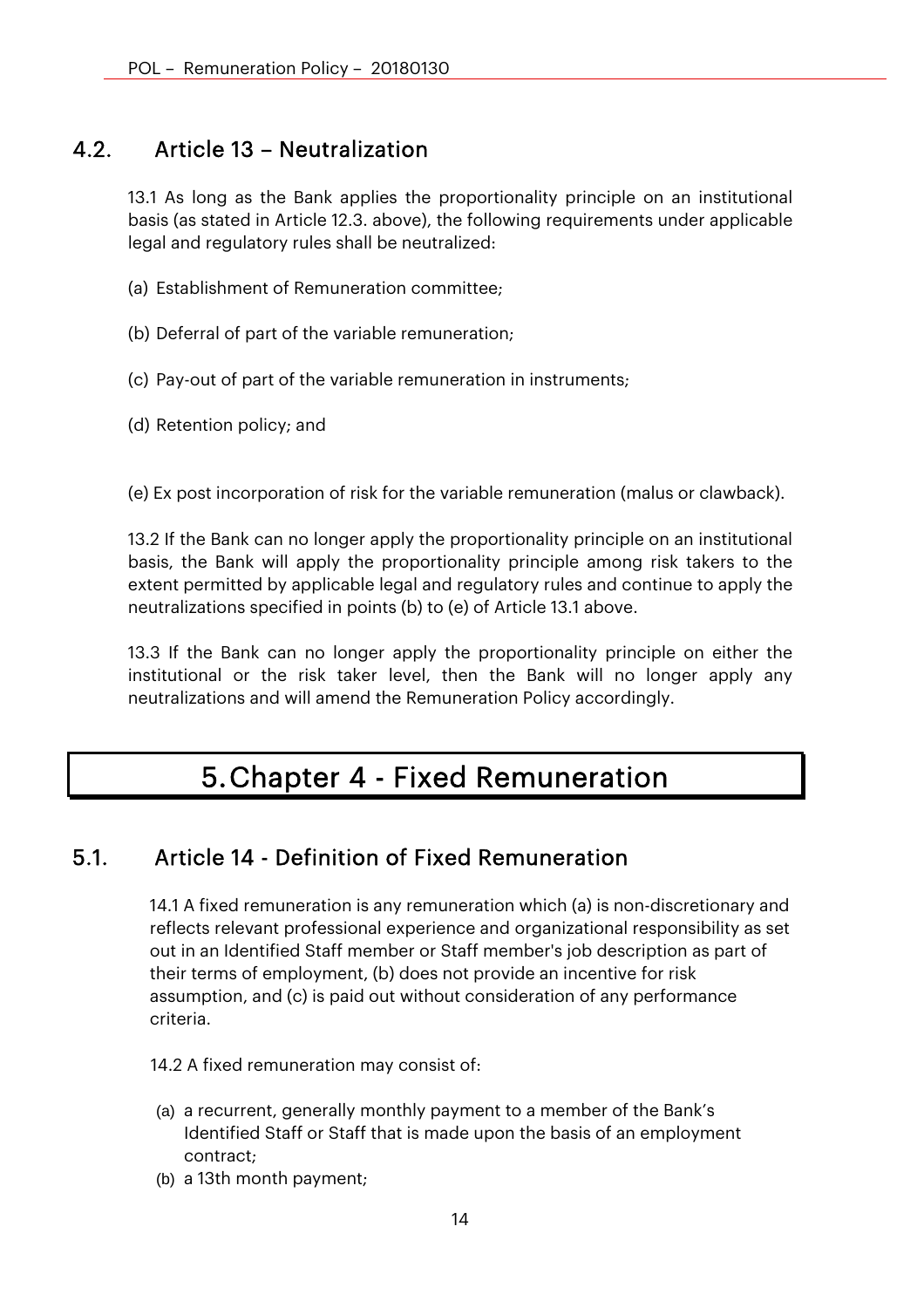## 4.2. Article 13 – Neutralization

13.1 As long as the Bank applies the proportionality principle on an institutional basis (as stated in Article 12.3. above), the following requirements under applicable legal and regulatory rules shall be neutralized:

(a) Establishment of Remuneration committee;

(b) Deferral of part of the variable remuneration;

(c) Pay-out of part of the variable remuneration in instruments;

(d) Retention policy; and

(e) Ex post incorporation of risk for the variable remuneration (malus or clawback).

13.2 If the Bank can no longer apply the proportionality principle on an institutional basis, the Bank will apply the proportionality principle among risk takers to the extent permitted by applicable legal and regulatory rules and continue to apply the neutralizations specified in points (b) to (e) of Article 13.1 above.

13.3 If the Bank can no longer apply the proportionality principle on either the institutional or the risk taker level, then the Bank will no longer apply any neutralizations and will amend the Remuneration Policy accordingly.

# 5. Chapter 4 - Fixed Remuneration

## 5.1. Article 14 - Definition of Fixed Remuneration

14.1 A fixed remuneration is any remuneration which (a) is non-discretionary and reflects relevant professional experience and organizational responsibility as set out in an Identified Staff member or Staff member's job description as part of their terms of employment, (b) does not provide an incentive for risk assumption, and (c) is paid out without consideration of any performance criteria.

14.2 A fixed remuneration may consist of:

(a) a recurrent, generally monthly payment to a member of the Bank's Identified Staff or Staff that is made upon the basis of an employment contract;
(b) a 13th month payment;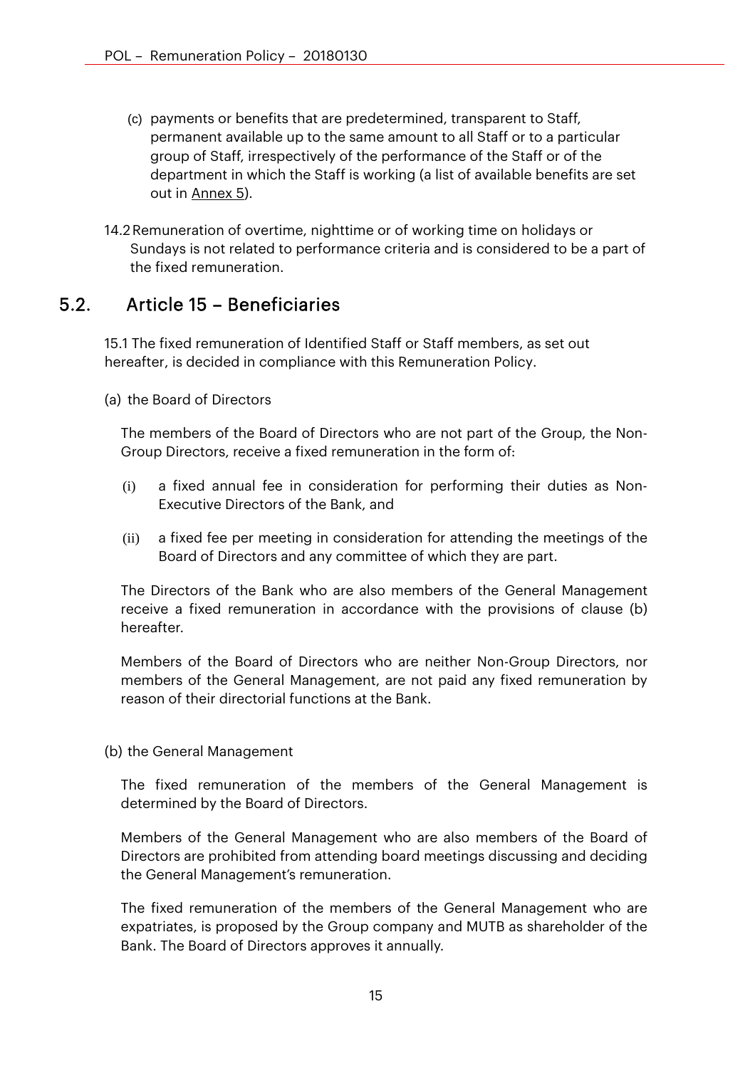(c) payments or benefits that are predetermined, transparent to Staff, permanent available up to the same amount to all Staff or to a particular group of Staff, irrespectively of the performance of the Staff or of the department in which the Staff is working (a list of available benefits are set out in Annex 5).

14.2 Remuneration of overtime, nighttime or of working time on holidays or Sundays is not related to performance criteria and is considered to be a part of the fixed remuneration.

## 5.2. Article 15 – Beneficiaries

15.1 The fixed remuneration of Identified Staff or Staff members, as set out hereafter, is decided in compliance with this Remuneration Policy.

(a) the Board of Directors

The members of the Board of Directors who are not part of the Group, the Non-Group Directors, receive a fixed remuneration in the form of:

(i) a fixed annual fee in consideration for performing their duties as Non-Executive Directors of the Bank, and

(ii) a fixed fee per meeting in consideration for attending the meetings of the Board of Directors and any committee of which they are part.

The Directors of the Bank who are also members of the General Management receive a fixed remuneration in accordance with the provisions of clause (b) hereafter.

Members of the Board of Directors who are neither Non-Group Directors, nor members of the General Management, are not paid any fixed remuneration by reason of their directorial functions at the Bank.

(b) the General Management

The fixed remuneration of the members of the General Management is determined by the Board of Directors.

Members of the General Management who are also members of the Board of Directors are prohibited from attending board meetings discussing and deciding the General Management's remuneration.

The fixed remuneration of the members of the General Management who are expatriates, is proposed by the Group company and MUTB as shareholder of the Bank. The Board of Directors approves it annually.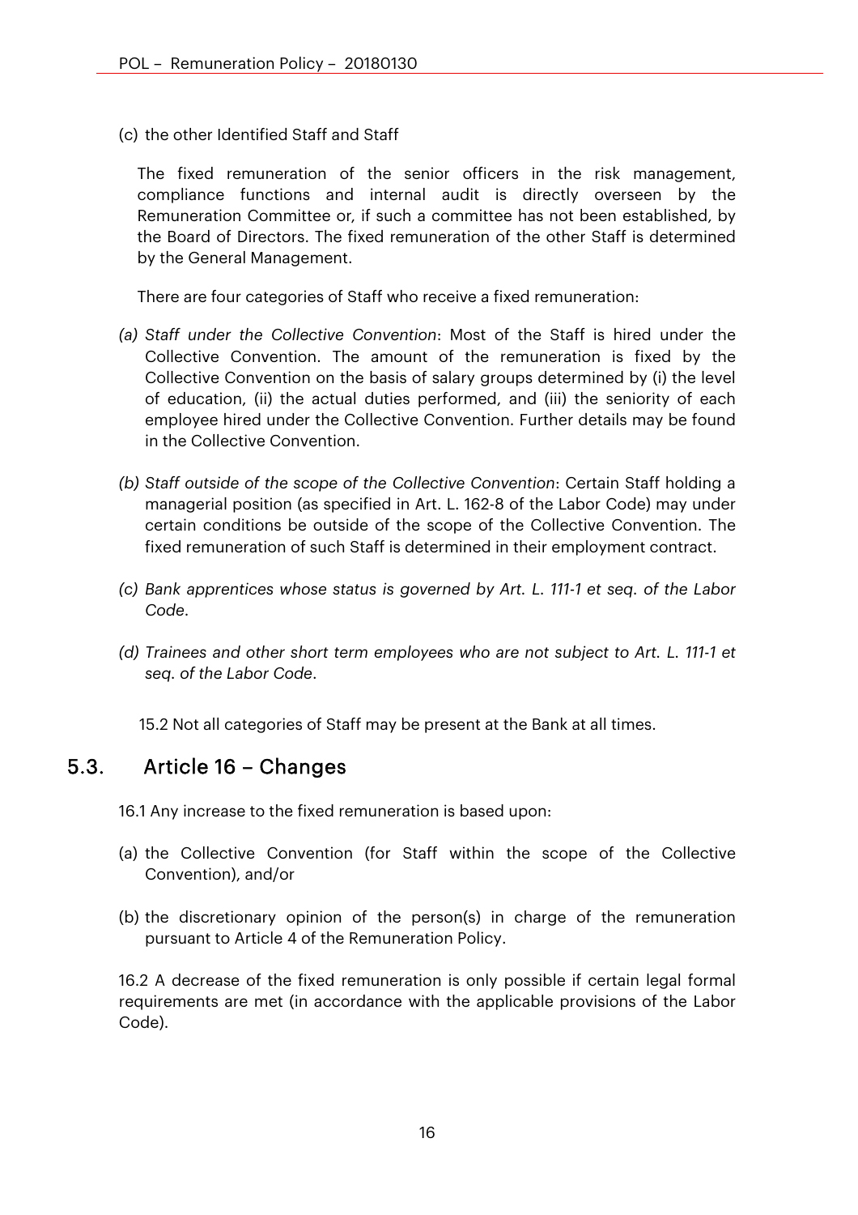(c) the other Identified Staff and Staff

The fixed remuneration of the senior officers in the risk management, compliance functions and internal audit is directly overseen by the Remuneration Committee or, if such a committee has not been established, by the Board of Directors. The fixed remuneration of the other Staff is determined by the General Management.

There are four categories of Staff who receive a fixed remuneration:

(a) *Staff under the Collective Convention*: Most of the Staff is hired under the Collective Convention. The amount of the remuneration is fixed by the Collective Convention on the basis of salary groups determined by (i) the level of education, (ii) the actual duties performed, and (iii) the seniority of each employee hired under the Collective Convention. Further details may be found in the Collective Convention.

(b) *Staff outside of the scope of the Collective Convention*: Certain Staff holding a managerial position (as specified in Art. L. 162-8 of the Labor Code) may under certain conditions be outside of the scope of the Collective Convention. The fixed remuneration of such Staff is determined in their employment contract.

(c) *Bank apprentices whose status is governed by Art. L. 111-1 et seq. of the Labor Code*.

(d) *Trainees and other short term employees who are not subject to Art. L. 111-1 et seq. of the Labor Code*.

15.2 Not all categories of Staff may be present at the Bank at all times.

## 5.3. Article 16 – Changes

16.1 Any increase to the fixed remuneration is based upon:

(a) the Collective Convention (for Staff within the scope of the Collective Convention), and/or

(b) the discretionary opinion of the person(s) in charge of the remuneration pursuant to Article 4 of the Remuneration Policy.

16.2 A decrease of the fixed remuneration is only possible if certain legal formal requirements are met (in accordance with the applicable provisions of the Labor Code).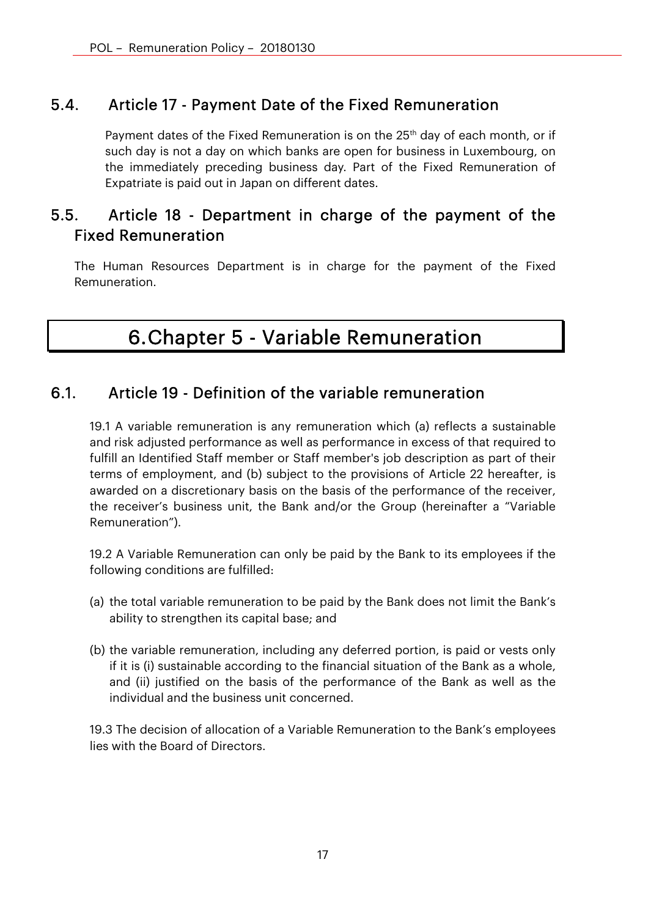## 5.4. Article 17 - Payment Date of the Fixed Remuneration

Payment dates of the Fixed Remuneration is on the 25th day of each month, or if such day is not a day on which banks are open for business in Luxembourg, on the immediately preceding business day. Part of the Fixed Remuneration of Expatriate is paid out in Japan on different dates.

## 5.5. Article 18 - Department in charge of the payment of the Fixed Remuneration

The Human Resources Department is in charge for the payment of the Fixed Remuneration.

# 6. Chapter 5 - Variable Remuneration

## 6.1. Article 19 - Definition of the variable remuneration

19.1 A variable remuneration is any remuneration which (a) reflects a sustainable and risk adjusted performance as well as performance in excess of that required to fulfill an Identified Staff member or Staff member's job description as part of their terms of employment, and (b) subject to the provisions of Article 22 hereafter, is awarded on a discretionary basis on the basis of the performance of the receiver, the receiver's business unit, the Bank and/or the Group (hereinafter a "Variable Remuneration").

19.2 A Variable Remuneration can only be paid by the Bank to its employees if the following conditions are fulfilled:

(a) the total variable remuneration to be paid by the Bank does not limit the Bank's ability to strengthen its capital base; and

(b) the variable remuneration, including any deferred portion, is paid or vests only if it is (i) sustainable according to the financial situation of the Bank as a whole, and (ii) justified on the basis of the performance of the Bank as well as the individual and the business unit concerned.

19.3 The decision of allocation of a Variable Remuneration to the Bank's employees lies with the Board of Directors.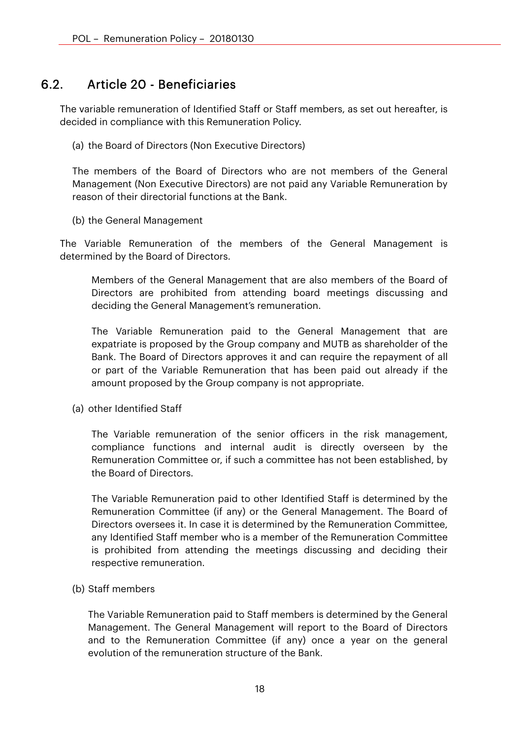## 6.2. Article 20 - Beneficiaries

The variable remuneration of Identified Staff or Staff members, as set out hereafter, is decided in compliance with this Remuneration Policy.

(a) the Board of Directors (Non Executive Directors)

The members of the Board of Directors who are not members of the General Management (Non Executive Directors) are not paid any Variable Remuneration by reason of their directorial functions at the Bank.

(b) the General Management

The Variable Remuneration of the members of the General Management is determined by the Board of Directors.

Members of the General Management that are also members of the Board of Directors are prohibited from attending board meetings discussing and deciding the General Management's remuneration.

The Variable Remuneration paid to the General Management that are expatriate is proposed by the Group company and MUTB as shareholder of the Bank. The Board of Directors approves it and can require the repayment of all or part of the Variable Remuneration that has been paid out already if the amount proposed by the Group company is not appropriate.

(a) other Identified Staff

The Variable remuneration of the senior officers in the risk management, compliance functions and internal audit is directly overseen by the Remuneration Committee or, if such a committee has not been established, by the Board of Directors.

The Variable Remuneration paid to other Identified Staff is determined by the Remuneration Committee (if any) or the General Management. The Board of Directors oversees it. In case it is determined by the Remuneration Committee, any Identified Staff member who is a member of the Remuneration Committee is prohibited from attending the meetings discussing and deciding their respective remuneration.

(b) Staff members

The Variable Remuneration paid to Staff members is determined by the General Management. The General Management will report to the Board of Directors and to the Remuneration Committee (if any) once a year on the general evolution of the remuneration structure of the Bank.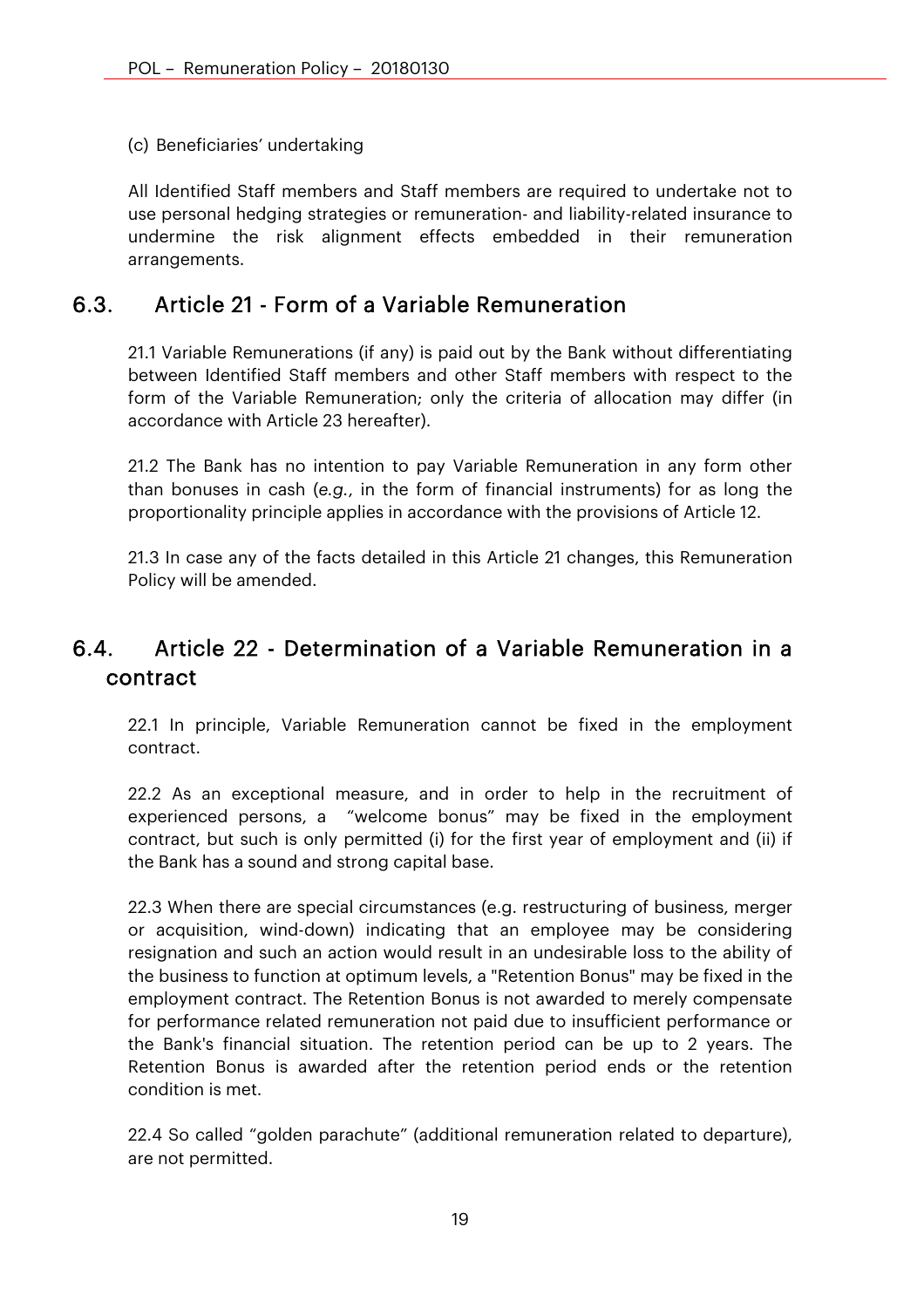(c) Beneficiaries' undertaking

All Identified Staff members and Staff members are required to undertake not to use personal hedging strategies or remuneration- and liability-related insurance to undermine the risk alignment effects embedded in their remuneration arrangements.

## 6.3. Article 21 - Form of a Variable Remuneration

21.1 Variable Remunerations (if any) is paid out by the Bank without differentiating between Identified Staff members and other Staff members with respect to the form of the Variable Remuneration; only the criteria of allocation may differ (in accordance with Article 23 hereafter).

21.2 The Bank has no intention to pay Variable Remuneration in any form other than bonuses in cash (*e.g.*, in the form of financial instruments) for as long the proportionality principle applies in accordance with the provisions of Article 12.

21.3 In case any of the facts detailed in this Article 21 changes, this Remuneration Policy will be amended.

## 6.4. Article 22 - Determination of a Variable Remuneration in a contract

22.1 In principle, Variable Remuneration cannot be fixed in the employment contract.

22.2 As an exceptional measure, and in order to help in the recruitment of experienced persons, a "welcome bonus" may be fixed in the employment contract, but such is only permitted (i) for the first year of employment and (ii) if the Bank has a sound and strong capital base.

22.3 When there are special circumstances (e.g. restructuring of business, merger or acquisition, wind-down) indicating that an employee may be considering resignation and such an action would result in an undesirable loss to the ability of the business to function at optimum levels, a "Retention Bonus" may be fixed in the employment contract. The Retention Bonus is not awarded to merely compensate for performance related remuneration not paid due to insufficient performance or the Bank's financial situation. The retention period can be up to 2 years. The Retention Bonus is awarded after the retention period ends or the retention condition is met.

22.4 So called "golden parachute" (additional remuneration related to departure), are not permitted.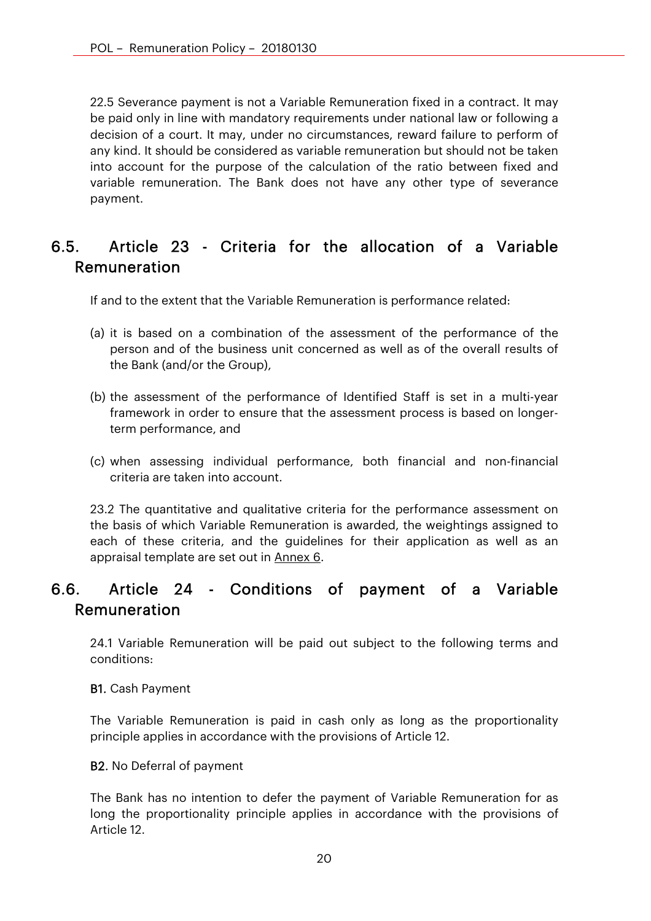22.5 Severance payment is not a Variable Remuneration fixed in a contract. It may be paid only in line with mandatory requirements under national law or following a decision of a court. It may, under no circumstances, reward failure to perform of any kind. It should be considered as variable remuneration but should not be taken into account for the purpose of the calculation of the ratio between fixed and variable remuneration. The Bank does not have any other type of severance payment.

## 6.5. Article 23 - Criteria for the allocation of a Variable Remuneration

If and to the extent that the Variable Remuneration is performance related:

(a) it is based on a combination of the assessment of the performance of the person and of the business unit concerned as well as of the overall results of the Bank (and/or the Group),

(b) the assessment of the performance of Identified Staff is set in a multi-year framework in order to ensure that the assessment process is based on longer-term performance, and

(c) when assessing individual performance, both financial and non-financial criteria are taken into account.

23.2 The quantitative and qualitative criteria for the performance assessment on the basis of which Variable Remuneration is awarded, the weightings assigned to each of these criteria, and the guidelines for their application as well as an appraisal template are set out in Annex 6.

## 6.6. Article 24 - Conditions of payment of a Variable Remuneration

24.1 Variable Remuneration will be paid out subject to the following terms and conditions:

**B1.** Cash Payment

The Variable Remuneration is paid in cash only as long as the proportionality principle applies in accordance with the provisions of Article 12.

**B2.** No Deferral of payment

The Bank has no intention to defer the payment of Variable Remuneration for as long the proportionality principle applies in accordance with the provisions of Article 12.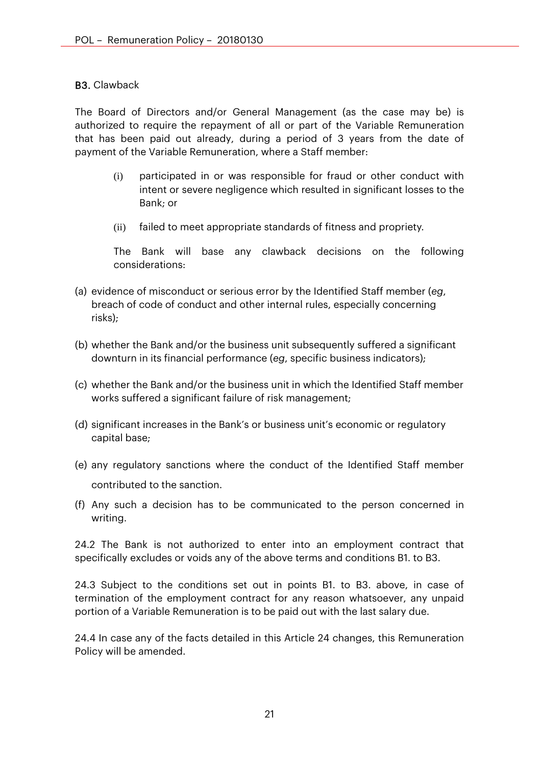### B3. Clawback

The Board of Directors and/or General Management (as the case may be) is authorized to require the repayment of all or part of the Variable Remuneration that has been paid out already, during a period of 3 years from the date of payment of the Variable Remuneration, where a Staff member:

(i) participated in or was responsible for fraud or other conduct with intent or severe negligence which resulted in significant losses to the Bank; or

(ii) failed to meet appropriate standards of fitness and propriety.

The Bank will base any clawback decisions on the following considerations:

(a) evidence of misconduct or serious error by the Identified Staff member (*eg*, breach of code of conduct and other internal rules, especially concerning risks);

(b) whether the Bank and/or the business unit subsequently suffered a significant downturn in its financial performance (*eg*, specific business indicators);

(c) whether the Bank and/or the business unit in which the Identified Staff member works suffered a significant failure of risk management;

(d) significant increases in the Bank's or business unit's economic or regulatory capital base;

(e) any regulatory sanctions where the conduct of the Identified Staff member contributed to the sanction.

(f) Any such a decision has to be communicated to the person concerned in writing.

24.2 The Bank is not authorized to enter into an employment contract that specifically excludes or voids any of the above terms and conditions B1. to B3.

24.3 Subject to the conditions set out in points B1. to B3. above, in case of termination of the employment contract for any reason whatsoever, any unpaid portion of a Variable Remuneration is to be paid out with the last salary due.

24.4 In case any of the facts detailed in this Article 24 changes, this Remuneration Policy will be amended.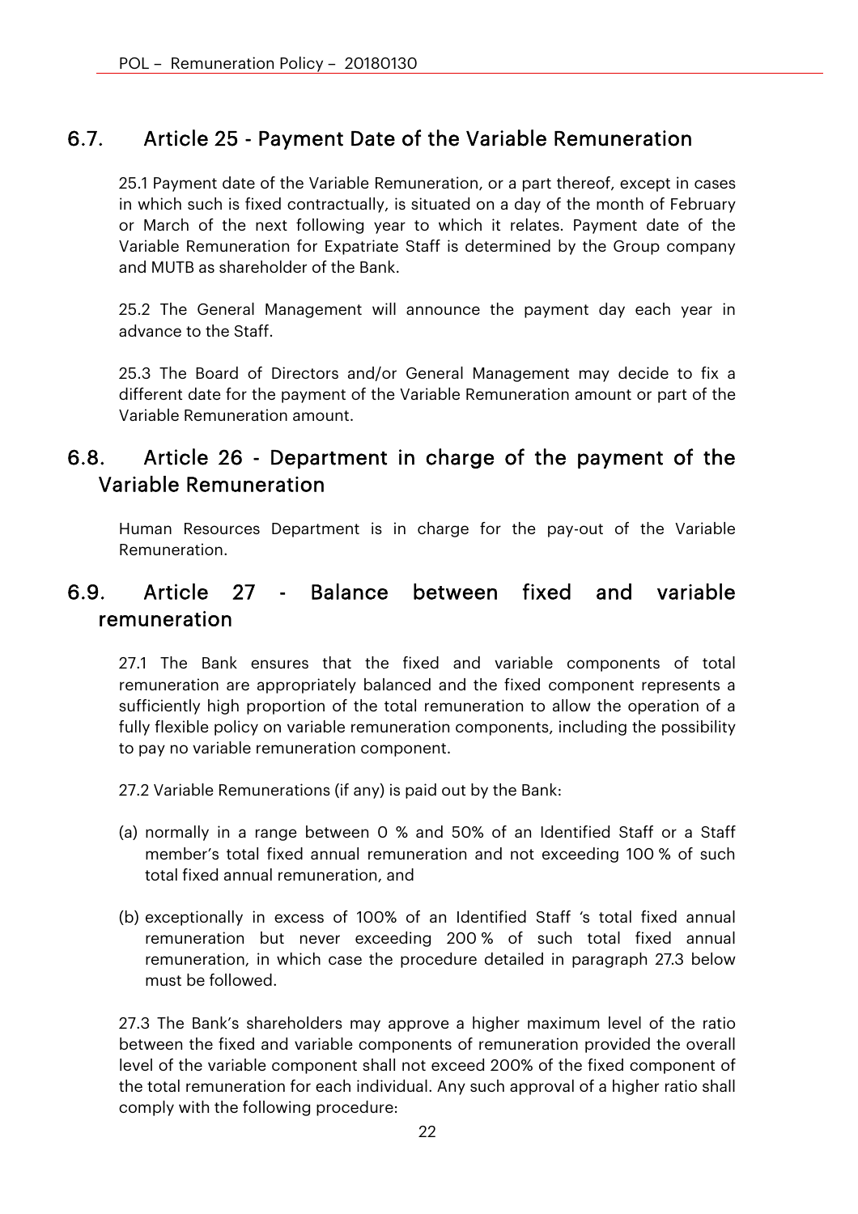## 6.7. Article 25 - Payment Date of the Variable Remuneration

25.1 Payment date of the Variable Remuneration, or a part thereof, except in cases in which such is fixed contractually, is situated on a day of the month of February or March of the next following year to which it relates. Payment date of the Variable Remuneration for Expatriate Staff is determined by the Group company and MUTB as shareholder of the Bank.

25.2 The General Management will announce the payment day each year in advance to the Staff.

25.3 The Board of Directors and/or General Management may decide to fix a different date for the payment of the Variable Remuneration amount or part of the Variable Remuneration amount.

## 6.8. Article 26 - Department in charge of the payment of the Variable Remuneration

Human Resources Department is in charge for the pay-out of the Variable Remuneration.

## 6.9. Article 27 - Balance between fixed and variable remuneration

27.1 The Bank ensures that the fixed and variable components of total remuneration are appropriately balanced and the fixed component represents a sufficiently high proportion of the total remuneration to allow the operation of a fully flexible policy on variable remuneration components, including the possibility to pay no variable remuneration component.

27.2 Variable Remunerations (if any) is paid out by the Bank:

(a) normally in a range between 0 % and 50% of an Identified Staff or a Staff member's total fixed annual remuneration and not exceeding 100 % of such total fixed annual remuneration, and

(b) exceptionally in excess of 100% of an Identified Staff 's total fixed annual remuneration but never exceeding 200 % of such total fixed annual remuneration, in which case the procedure detailed in paragraph 27.3 below must be followed.

27.3 The Bank's shareholders may approve a higher maximum level of the ratio between the fixed and variable components of remuneration provided the overall level of the variable component shall not exceed 200% of the fixed component of the total remuneration for each individual. Any such approval of a higher ratio shall comply with the following procedure: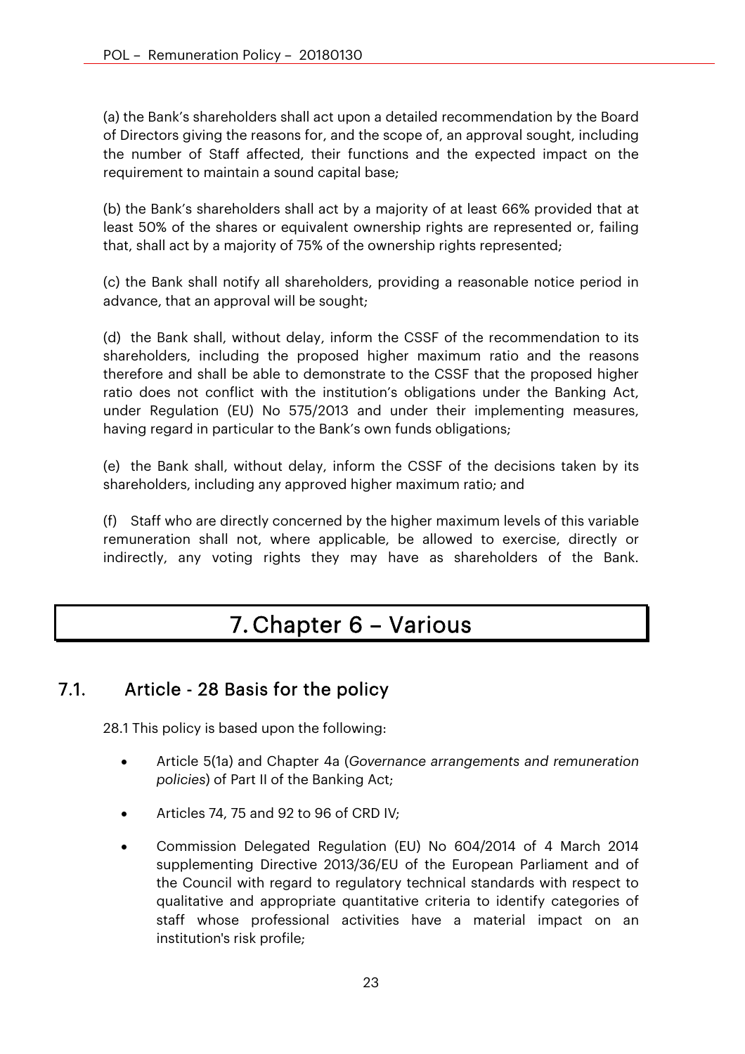(a) the Bank's shareholders shall act upon a detailed recommendation by the Board of Directors giving the reasons for, and the scope of, an approval sought, including the number of Staff affected, their functions and the expected impact on the requirement to maintain a sound capital base;

(b) the Bank's shareholders shall act by a majority of at least 66% provided that at least 50% of the shares or equivalent ownership rights are represented or, failing that, shall act by a majority of 75% of the ownership rights represented;

(c) the Bank shall notify all shareholders, providing a reasonable notice period in advance, that an approval will be sought;

(d) the Bank shall, without delay, inform the CSSF of the recommendation to its shareholders, including the proposed higher maximum ratio and the reasons therefore and shall be able to demonstrate to the CSSF that the proposed higher ratio does not conflict with the institution's obligations under the Banking Act, under Regulation (EU) No 575/2013 and under their implementing measures, having regard in particular to the Bank's own funds obligations;

(e) the Bank shall, without delay, inform the CSSF of the decisions taken by its shareholders, including any approved higher maximum ratio; and

(f) Staff who are directly concerned by the higher maximum levels of this variable remuneration shall not, where applicable, be allowed to exercise, directly or indirectly, any voting rights they may have as shareholders of the Bank.

# 7. Chapter 6 – Various

## 7.1. Article - 28 Basis for the policy

28.1 This policy is based upon the following:

- Article 5(1a) and Chapter 4a (*Governance arrangements and remuneration policies*) of Part II of the Banking Act;
- Articles 74, 75 and 92 to 96 of CRD IV;
- Commission Delegated Regulation (EU) No 604/2014 of 4 March 2014 supplementing Directive 2013/36/EU of the European Parliament and of the Council with regard to regulatory technical standards with respect to qualitative and appropriate quantitative criteria to identify categories of staff whose professional activities have a material impact on an institution's risk profile;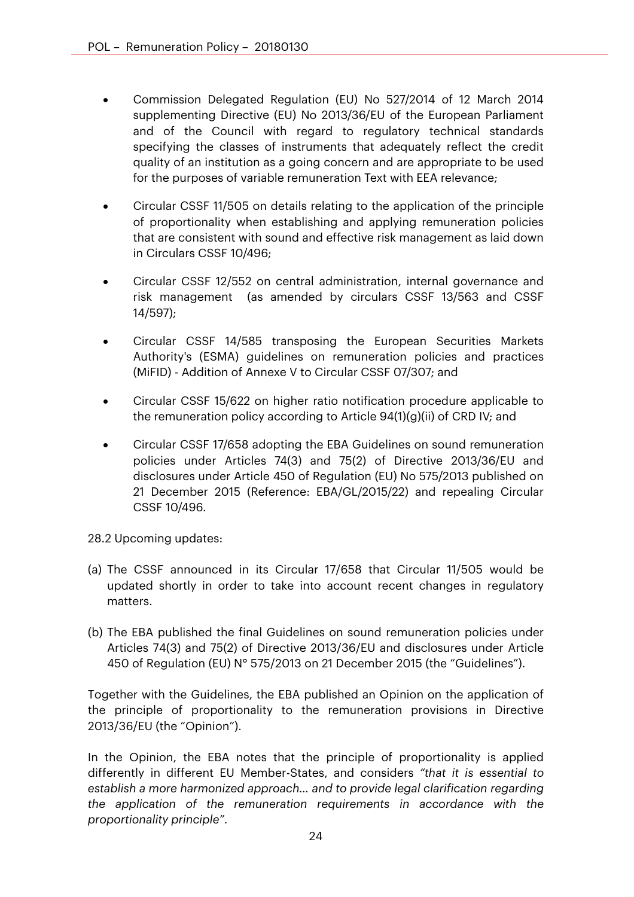- Commission Delegated Regulation (EU) No 527/2014 of 12 March 2014 supplementing Directive (EU) No 2013/36/EU of the European Parliament and of the Council with regard to regulatory technical standards specifying the classes of instruments that adequately reflect the credit quality of an institution as a going concern and are appropriate to be used for the purposes of variable remuneration Text with EEA relevance;

- Circular CSSF 11/505 on details relating to the application of the principle of proportionality when establishing and applying remuneration policies that are consistent with sound and effective risk management as laid down in Circulars CSSF 10/496;

- Circular CSSF 12/552 on central administration, internal governance and risk management (as amended by circulars CSSF 13/563 and CSSF 14/597);

- Circular CSSF 14/585 transposing the European Securities Markets Authority's (ESMA) guidelines on remuneration policies and practices (MiFID) - Addition of Annexe V to Circular CSSF 07/307; and

- Circular CSSF 15/622 on higher ratio notification procedure applicable to the remuneration policy according to Article 94(1)(g)(ii) of CRD IV; and

- Circular CSSF 17/658 adopting the EBA Guidelines on sound remuneration policies under Articles 74(3) and 75(2) of Directive 2013/36/EU and disclosures under Article 450 of Regulation (EU) No 575/2013 published on 21 December 2015 (Reference: EBA/GL/2015/22) and repealing Circular CSSF 10/496.

28.2 Upcoming updates:

(a) The CSSF announced in its Circular 17/658 that Circular 11/505 would be updated shortly in order to take into account recent changes in regulatory matters.

(b) The EBA published the final Guidelines on sound remuneration policies under Articles 74(3) and 75(2) of Directive 2013/36/EU and disclosures under Article 450 of Regulation (EU) N° 575/2013 on 21 December 2015 (the "Guidelines").

Together with the Guidelines, the EBA published an Opinion on the application of the principle of proportionality to the remuneration provisions in Directive 2013/36/EU (the "Opinion").

In the Opinion, the EBA notes that the principle of proportionality is applied differently in different EU Member-States, and considers *"that it is essential to establish a more harmonized approach… and to provide legal clarification regarding the application of the remuneration requirements in accordance with the proportionality principle"*.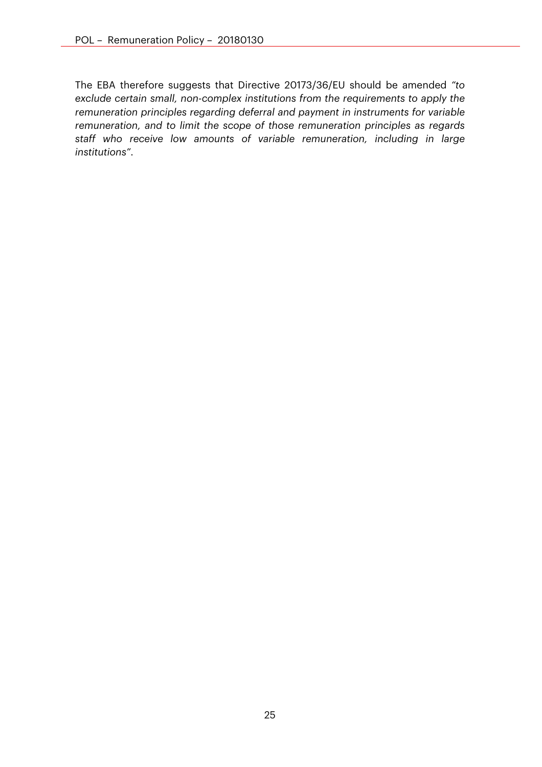The EBA therefore suggests that Directive 20173/36/EU should be amended *"to exclude certain small, non-complex institutions from the requirements to apply the remuneration principles regarding deferral and payment in instruments for variable remuneration, and to limit the scope of those remuneration principles as regards staff who receive low amounts of variable remuneration, including in large institutions"*.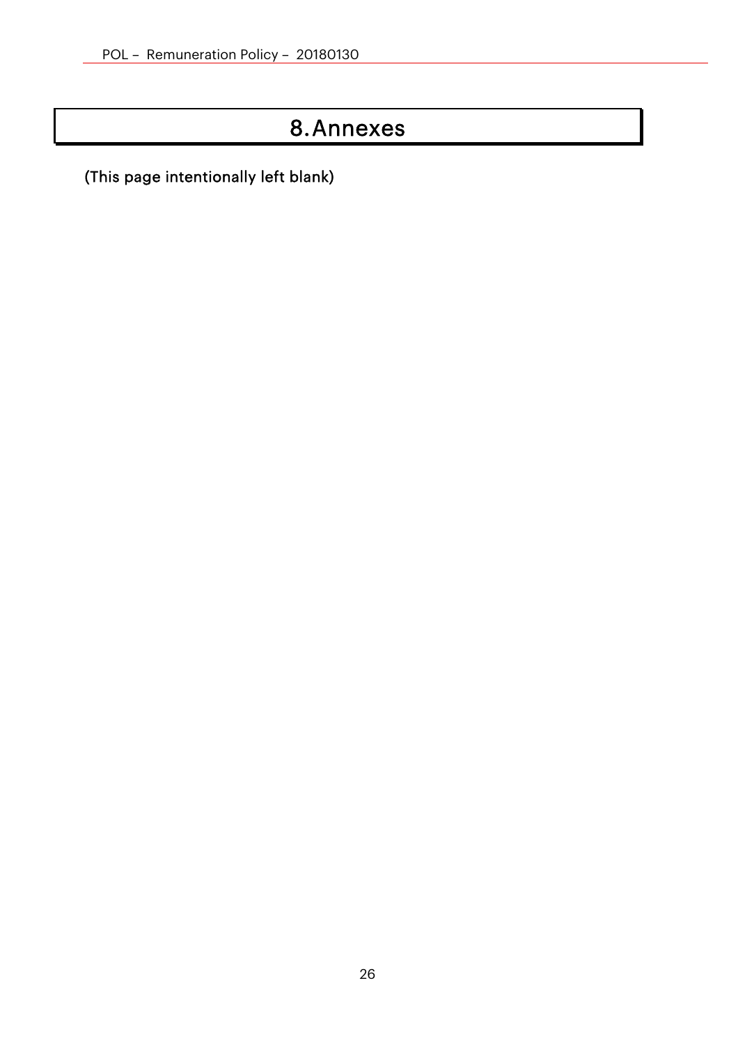# 8. Annexes

(This page intentionally left blank)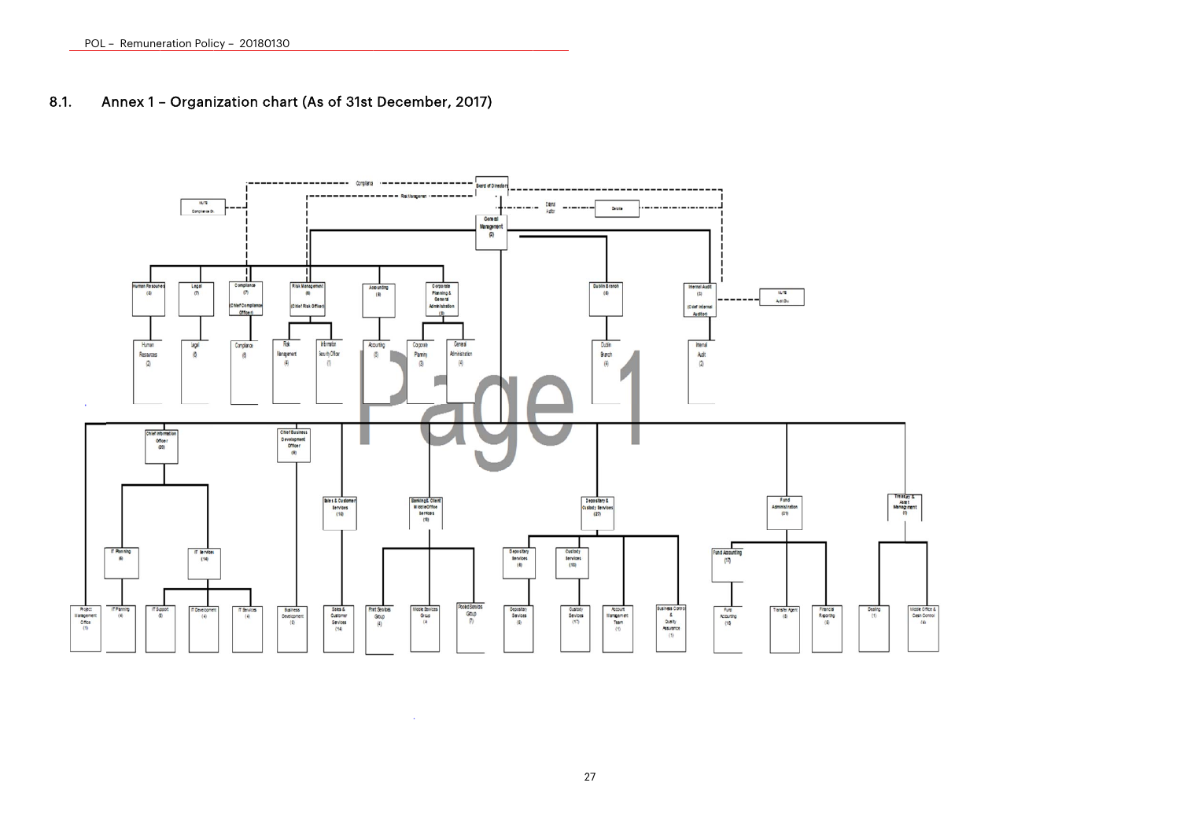## 8.1. Annex 1 – Organization chart (As of 31st December, 2017)

Board of Directors

Compliance

Risk Management

External Auditor

Deloitte

Compliance Dir.

General Management (2)

Human Resources (3)

Legal (7)

Compliance (7) (Chief Compliance Officer)

Risk Management (6) (Chief Risk Officer)

Accounting (8)

Corporate Planning & General Administration (8)

Dublin Branch (5)

Internal Audit (3) (Chief Internal Auditor)

Audit Div.

Human Resources (2)

Legal (6)

Compliance (6)

Risk Management (4)

Information Security Officer (1)

Accounting (8)

Corporate Planning (3)

General Administration (4)

Dublin Branch (4)

Internal Audit (2)

Page 1

Chief Information Officer (20)

Chief Business Development Officer (8)

Sales & Customer Services (16)

Banking & Client Middle Office Services (15)

Depositary & Custody Services (27)

Fund Administration (21)

Treasury & Asset Management (5)

IT Planning (6)

IT Services (14)

Depositary Services (6)

Custody Services (10)

Fund Accounting (17)

Project Management Office (1)

IT Planning (4)

IT Support (6)

IT Development (4)

IT Services (4)

Business Development (8)

Sales & Customer Services (14)

Front Services Group (4)

Middle Services Group (4)

Pooled Services Group (7)

Depositary Services (5)

Custody Services (17)

Account Management Team (1)

Business Control & Quality Assurance (1)

Fund Accounting (16)

Transfer Agent (3)

Financial Reporting (3)

Dealing (1)

Middle Office & Cash Control (4)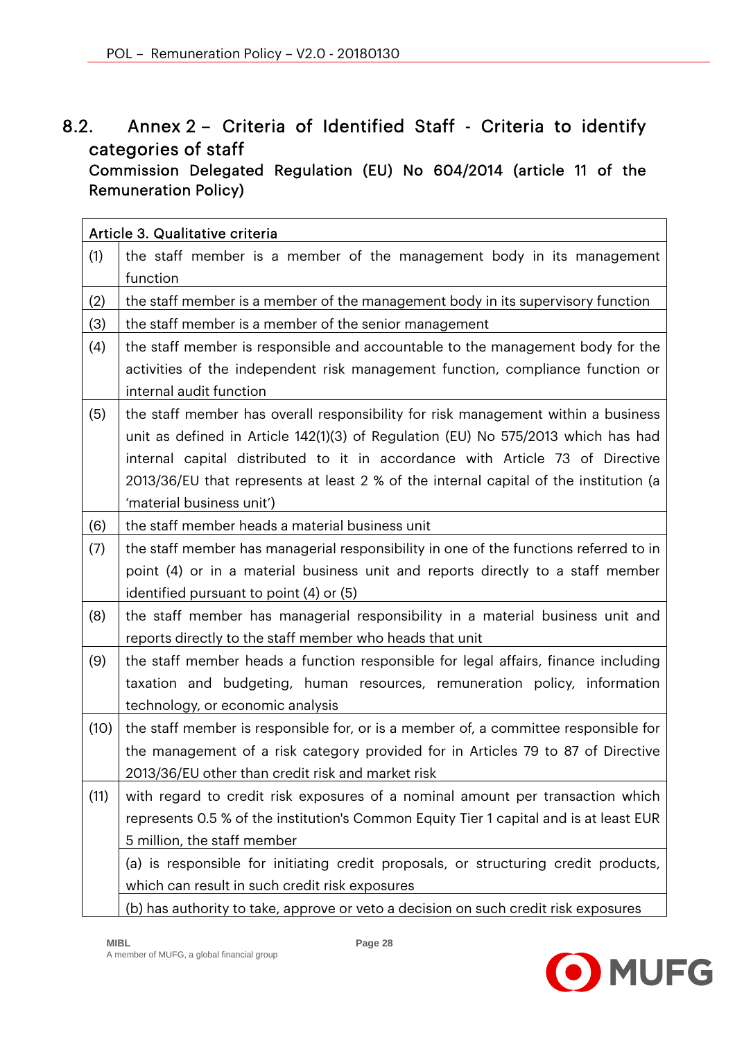## 8.2. Annex 2 – Criteria of Identified Staff - Criteria to identify categories of staff

### Commission Delegated Regulation (EU) No 604/2014 (article 11 of the Remuneration Policy)

| Article 3. Qualitative criteria | |
|---|---|
| (1) | the staff member is a member of the management body in its management function |
| (2) | the staff member is a member of the management body in its supervisory function |
| (3) | the staff member is a member of the senior management |
| (4) | the staff member is responsible and accountable to the management body for the activities of the independent risk management function, compliance function or internal audit function |
| (5) | the staff member has overall responsibility for risk management within a business unit as defined in Article 142(1)(3) of Regulation (EU) No 575/2013 which has had internal capital distributed to it in accordance with Article 73 of Directive 2013/36/EU that represents at least 2 % of the internal capital of the institution (a 'material business unit') |
| (6) | the staff member heads a material business unit |
| (7) | the staff member has managerial responsibility in one of the functions referred to in point (4) or in a material business unit and reports directly to a staff member identified pursuant to point (4) or (5) |
| (8) | the staff member has managerial responsibility in a material business unit and reports directly to the staff member who heads that unit |
| (9) | the staff member heads a function responsible for legal affairs, finance including taxation and budgeting, human resources, remuneration policy, information technology, or economic analysis |
| (10) | the staff member is responsible for, or is a member of, a committee responsible for the management of a risk category provided for in Articles 79 to 87 of Directive 2013/36/EU other than credit risk and market risk |
| (11) | with regard to credit risk exposures of a nominal amount per transaction which represents 0.5 % of the institution's Common Equity Tier 1 capital and is at least EUR 5 million, the staff member |
| | (a) is responsible for initiating credit proposals, or structuring credit products, which can result in such credit risk exposures |
| | (b) has authority to take, approve or veto a decision on such credit risk exposures |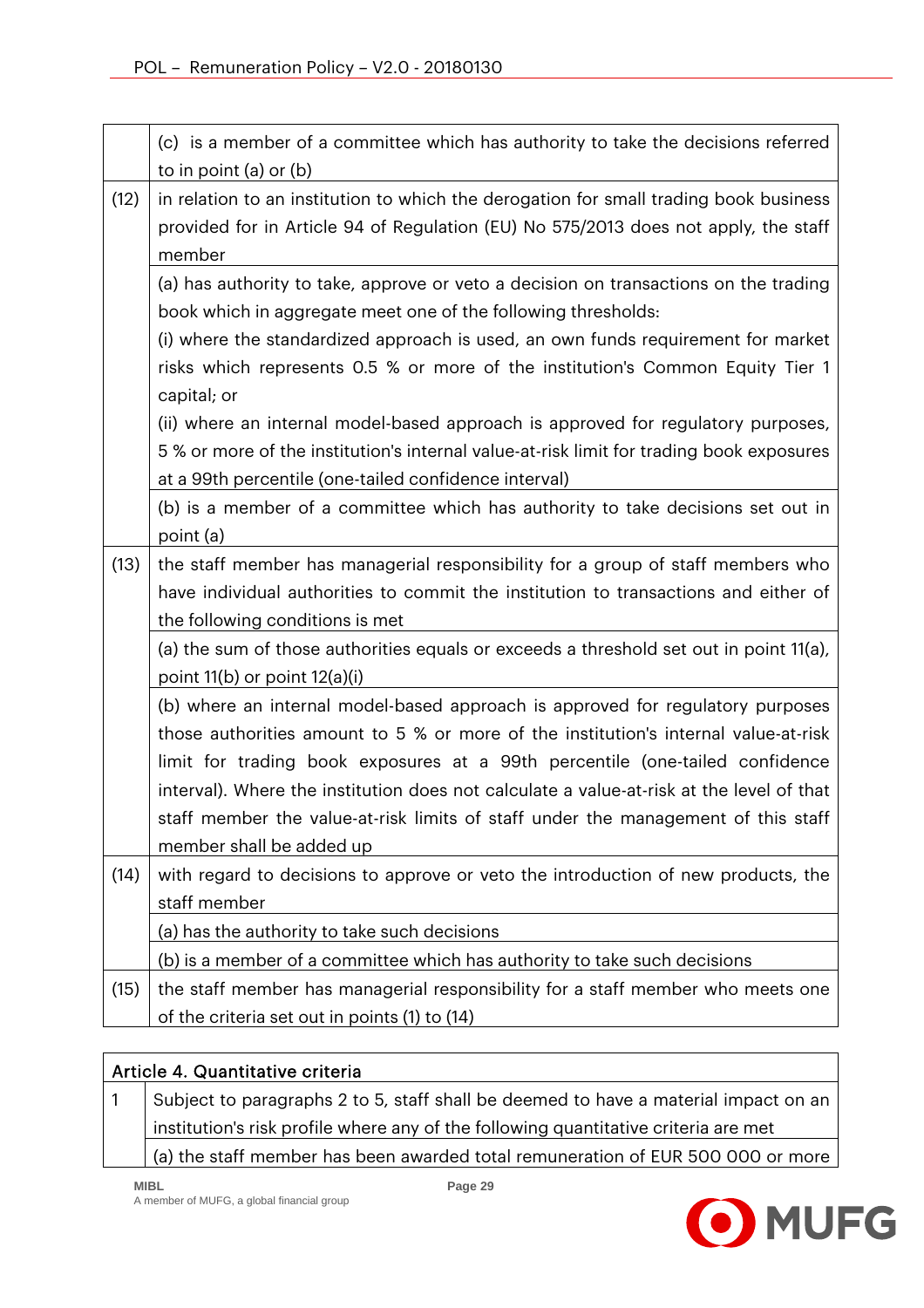| | |
|---|---|
| | (c) is a member of a committee which has authority to take the decisions referred to in point (a) or (b) |
| (12) | in relation to an institution to which the derogation for small trading book business provided for in Article 94 of Regulation (EU) No 575/2013 does not apply, the staff member |
| | (a) has authority to take, approve or veto a decision on transactions on the trading book which in aggregate meet one of the following thresholds:<br>(i) where the standardized approach is used, an own funds requirement for market risks which represents 0.5 % or more of the institution's Common Equity Tier 1 capital; or<br>(ii) where an internal model-based approach is approved for regulatory purposes, 5 % or more of the institution's internal value-at-risk limit for trading book exposures at a 99th percentile (one-tailed confidence interval) |
| | (b) is a member of a committee which has authority to take decisions set out in point (a) |
| (13) | the staff member has managerial responsibility for a group of staff members who have individual authorities to commit the institution to transactions and either of the following conditions is met |
| | (a) the sum of those authorities equals or exceeds a threshold set out in point 11(a), point 11(b) or point 12(a)(i) |
| | (b) where an internal model-based approach is approved for regulatory purposes those authorities amount to 5 % or more of the institution's internal value-at-risk limit for trading book exposures at a 99th percentile (one-tailed confidence interval). Where the institution does not calculate a value-at-risk at the level of that staff member the value-at-risk limits of staff under the management of this staff member shall be added up |
| (14) | with regard to decisions to approve or veto the introduction of new products, the staff member |
| | (a) has the authority to take such decisions |
| | (b) is a member of a committee which has authority to take such decisions |
| (15) | the staff member has managerial responsibility for a staff member who meets one of the criteria set out in points (1) to (14) |

| Article 4. Quantitative criteria | |
|---|---|
| 1 | Subject to paragraphs 2 to 5, staff shall be deemed to have a material impact on an institution's risk profile where any of the following quantitative criteria are met |
| | (a) the staff member has been awarded total remuneration of EUR 500 000 or more |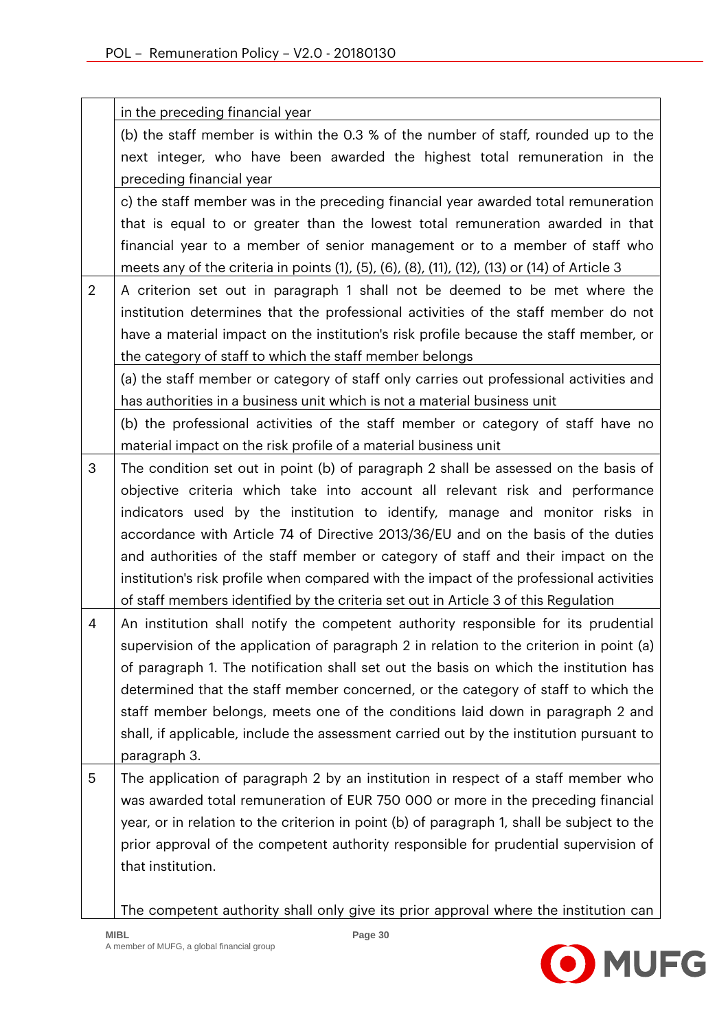| | |
|---|---|
| | in the preceding financial year |
| | (b) the staff member is within the 0.3 % of the number of staff, rounded up to the next integer, who have been awarded the highest total remuneration in the preceding financial year |
| | c) the staff member was in the preceding financial year awarded total remuneration that is equal to or greater than the lowest total remuneration awarded in that financial year to a member of senior management or to a member of staff who meets any of the criteria in points (1), (5), (6), (8), (11), (12), (13) or (14) of Article 3 |
| 2 | A criterion set out in paragraph 1 shall not be deemed to be met where the institution determines that the professional activities of the staff member do not have a material impact on the institution's risk profile because the staff member, or the category of staff to which the staff member belongs |
| | (a) the staff member or category of staff only carries out professional activities and has authorities in a business unit which is not a material business unit |
| | (b) the professional activities of the staff member or category of staff have no material impact on the risk profile of a material business unit |
| 3 | The condition set out in point (b) of paragraph 2 shall be assessed on the basis of objective criteria which take into account all relevant risk and performance indicators used by the institution to identify, manage and monitor risks in accordance with Article 74 of Directive 2013/36/EU and on the basis of the duties and authorities of the staff member or category of staff and their impact on the institution's risk profile when compared with the impact of the professional activities of staff members identified by the criteria set out in Article 3 of this Regulation |
| 4 | An institution shall notify the competent authority responsible for its prudential supervision of the application of paragraph 2 in relation to the criterion in point (a) of paragraph 1. The notification shall set out the basis on which the institution has determined that the staff member concerned, or the category of staff to which the staff member belongs, meets one of the conditions laid down in paragraph 2 and shall, if applicable, include the assessment carried out by the institution pursuant to paragraph 3. |
| 5 | The application of paragraph 2 by an institution in respect of a staff member who was awarded total remuneration of EUR 750 000 or more in the preceding financial year, or in relation to the criterion in point (b) of paragraph 1, shall be subject to the prior approval of the competent authority responsible for prudential supervision of that institution. <br><br> The competent authority shall only give its prior approval where the institution can |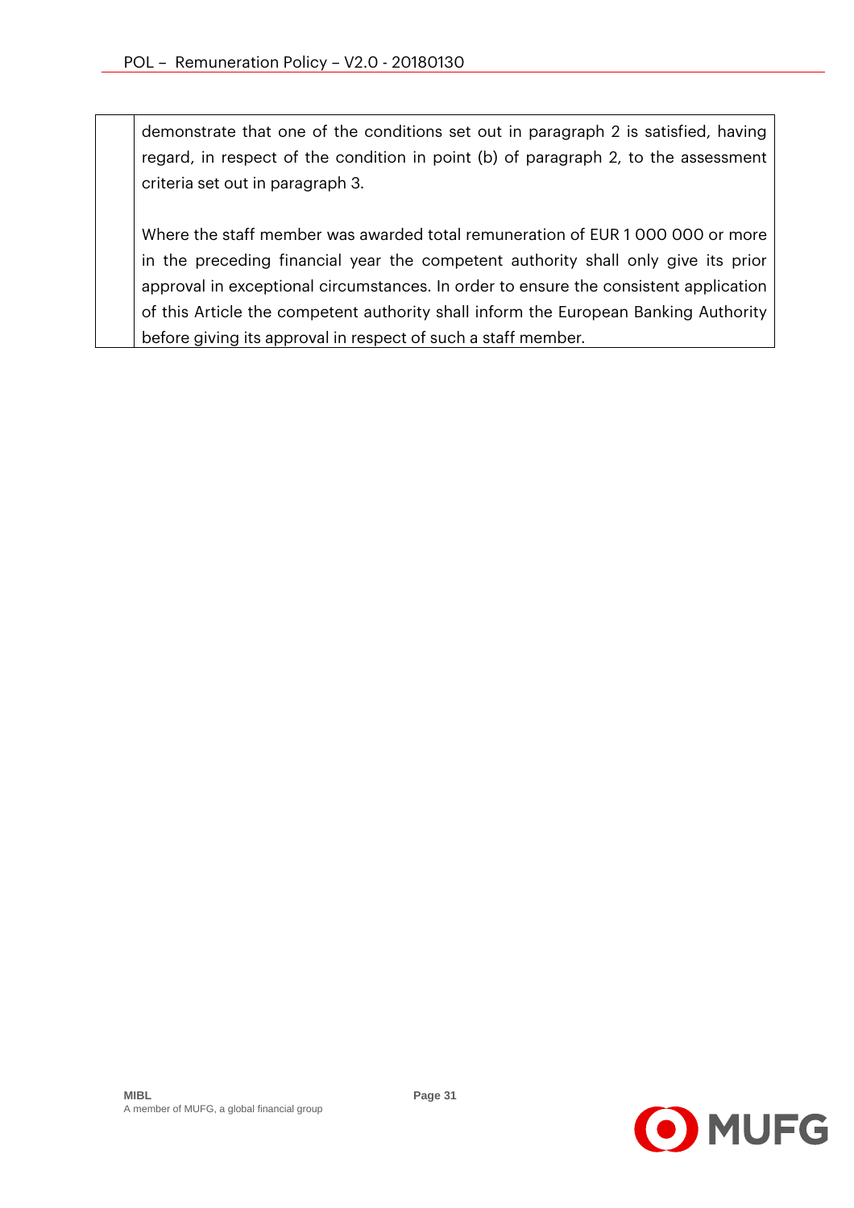|  | demonstrate that one of the conditions set out in paragraph 2 is satisfied, having regard, in respect of the condition in point (b) of paragraph 2, to the assessment criteria set out in paragraph 3.<br><br>Where the staff member was awarded total remuneration of EUR 1 000 000 or more in the preceding financial year the competent authority shall only give its prior approval in exceptional circumstances. In order to ensure the consistent application of this Article the competent authority shall inform the European Banking Authority before giving its approval in respect of such a staff member. |
|---|---|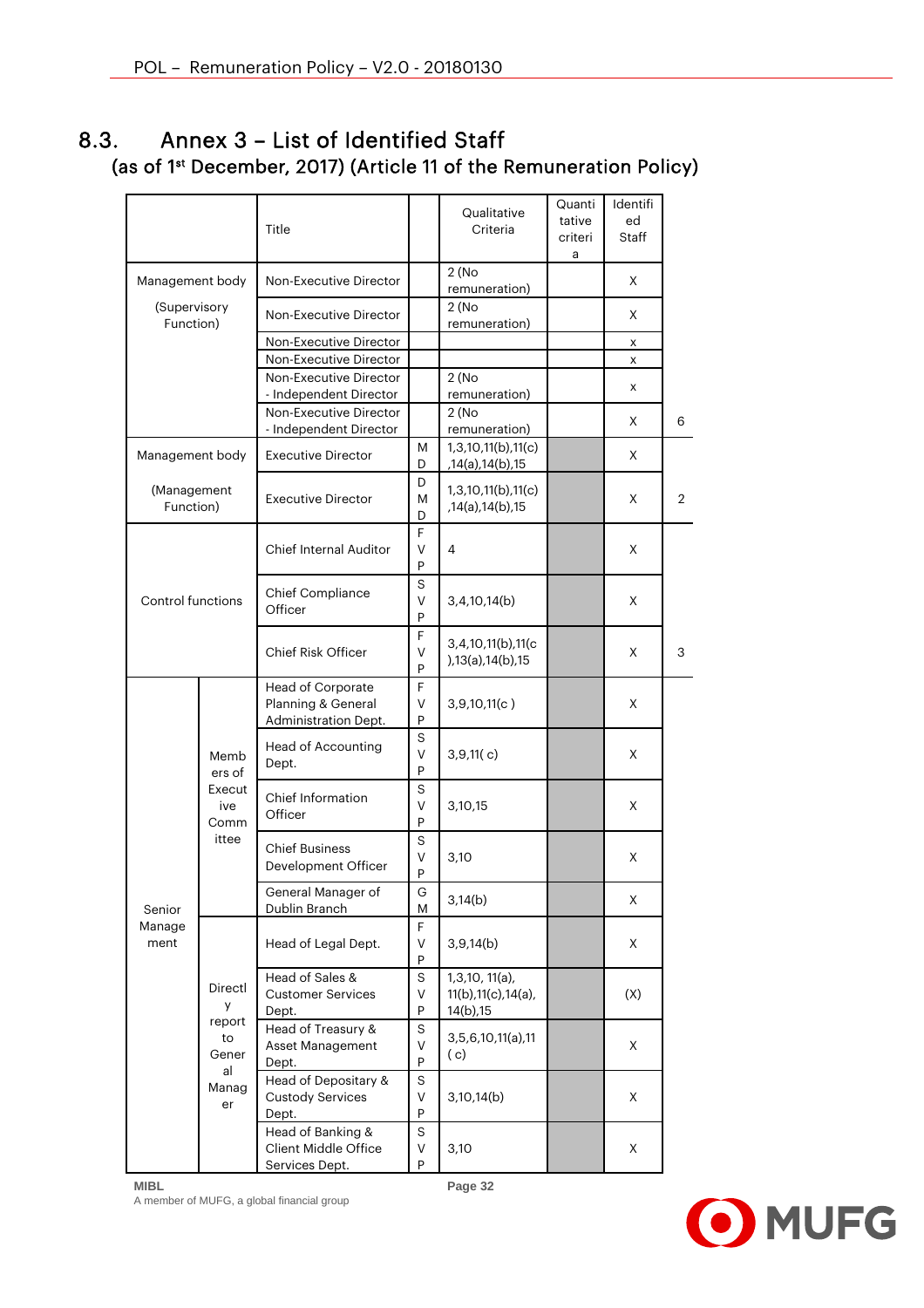## 8.3. Annex 3 – List of Identified Staff

(as of 1st December, 2017) (Article 11 of the Remuneration Policy)

| | | Title | | Qualitative Criteria | Quantitative criteria | Identified Staff | |
|---|---|---|---|---|---|---|---|
| Management body (Supervisory Function) | | Non-Executive Director | | 2 (No remuneration) | | X | |
| | | Non-Executive Director | | 2 (No remuneration) | | X | |
| | | Non-Executive Director | | | | x | |
| | | Non-Executive Director | | | | x | |
| | | Non-Executive Director - Independent Director | | 2 (No remuneration) | | x | |
| | | Non-Executive Director - Independent Director | | 2 (No remuneration) | | X | 6 |
| Management body (Management Function) | | Executive Director | MD | 1,3,10,11(b),11(c),14(a),14(b),15 | | X | |
| | | Executive Director | DMD | 1,3,10,11(b),11(c),14(a),14(b),15 | | X | 2 |
| Control functions | | Chief Internal Auditor | FVP | 4 | | X | |
| | | Chief Compliance Officer | SVP | 3,4,10,14(b) | | X | |
| | | Chief Risk Officer | FVP | 3,4,10,11(b),11(c),13(a),14(b),15 | | X | 3 |
| Senior Management | Members of Executive Committee | Head of Corporate Planning & General Administration Dept. | FVP | 3,9,10,11(c ) | | X | |
| | | Head of Accounting Dept. | SVP | 3,9,11( c) | | X | |
| | | Chief Information Officer | SVP | 3,10,15 | | X | |
| | | Chief Business Development Officer | SVP | 3,10 | | X | |
| | | General Manager of Dublin Branch | GM | 3,14(b) | | X | |
| | Directly report to General Manager | Head of Legal Dept. | FVP | 3,9,14(b) | | X | |
| | | Head of Sales & Customer Services Dept. | SVP | 1,3,10, 11(a), 11(b),11(c),14(a), 14(b),15 | | (X) | |
| | | Head of Treasury & Asset Management Dept. | SVP | 3,5,6,10,11(a),11 ( c) | | X | |
| | | Head of Depositary & Custody Services Dept. | SVP | 3,10,14(b) | | X | |
| | | Head of Banking & Client Middle Office Services Dept. | SVP | 3,10 | | X | |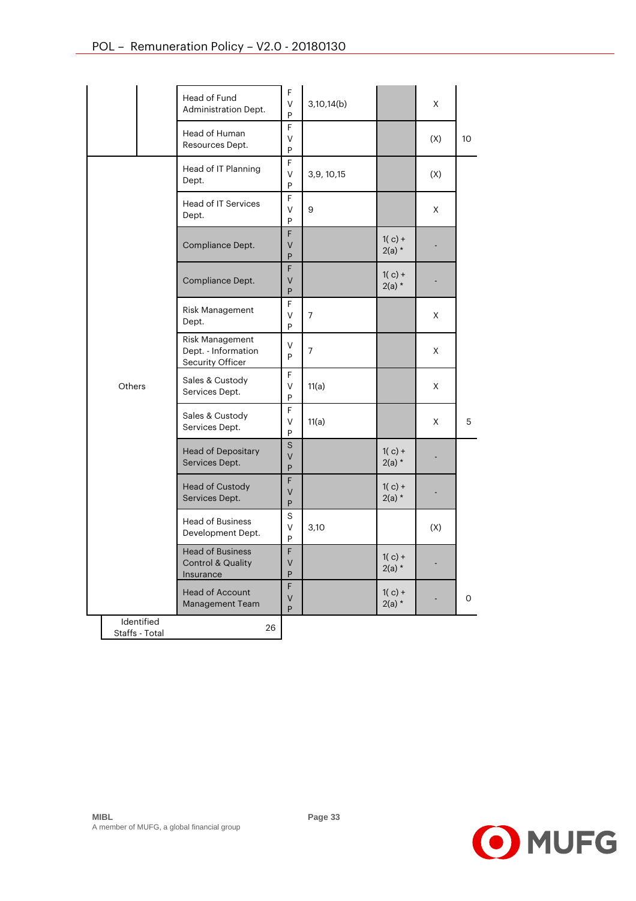| | | | | | | | |
|---|---|---|---|---|---|---|---|
| | | Head of Fund Administration Dept. | F V P | 3,10,14(b) | | X | |
| | | Head of Human Resources Dept. | F V P | | | (X) | 10 |
| Others | | Head of IT Planning Dept. | F V P | 3,9, 10,15 | | (X) | |
| | | Head of IT Services Dept. | F V P | 9 | | X | |
| | | Compliance Dept. | F V P | | 1( c) + 2(a) * | - | |
| | | Compliance Dept. | F V P | | 1( c) + 2(a) * | - | |
| | | Risk Management Dept. | F V P | 7 | | X | |
| | | Risk Management Dept. - Information Security Officer | V P | 7 | | X | |
| | | Sales & Custody Services Dept. | F V P | 11(a) | | X | |
| | | Sales & Custody Services Dept. | F V P | 11(a) | | X | 5 |
| | | Head of Depositary Services Dept. | S V P | | 1( c) + 2(a) * | - | |
| | | Head of Custody Services Dept. | F V P | | 1( c) + 2(a) * | - | |
| | | Head of Business Development Dept. | S V P | 3,10 | | (X) | |
| | | Head of Business Control & Quality Insurance | F V P | | 1( c) + 2(a) * | - | |
| | | Head of Account Management Team | F V P | | 1( c) + 2(a) * | - | 0 |
| Identified Staffs - Total | | 26 | | | | | |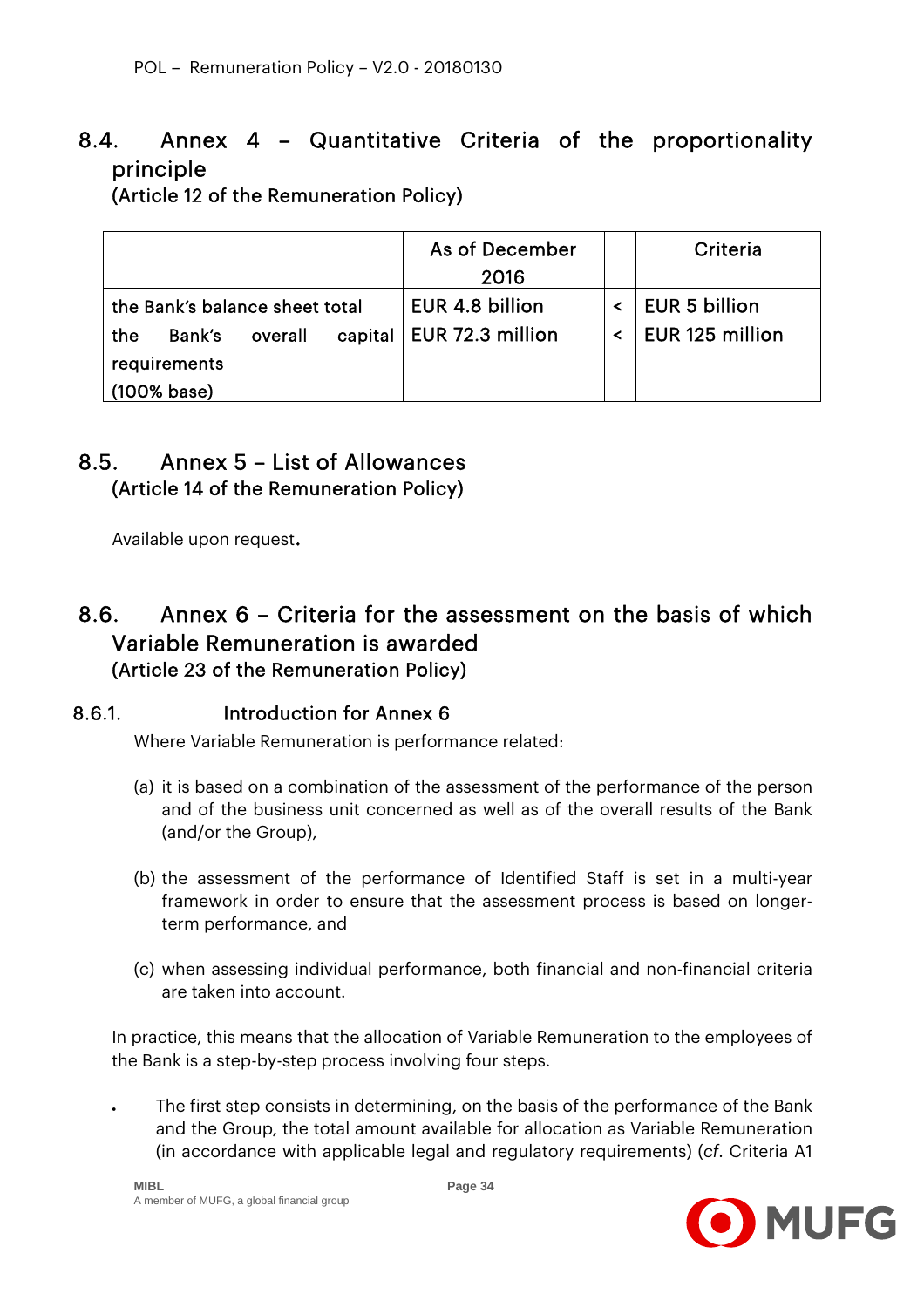## 8.4. Annex 4 – Quantitative Criteria of the proportionality principle

(Article 12 of the Remuneration Policy)

| | As of December 2016 | | Criteria |
|---|---|---|---|
| the Bank's balance sheet total | EUR 4.8 billion | < | EUR 5 billion |
| the Bank's overall capital requirements (100% base) | EUR 72.3 million | < | EUR 125 million |

## 8.5. Annex 5 – List of Allowances

(Article 14 of the Remuneration Policy)

Available upon request.

## 8.6. Annex 6 – Criteria for the assessment on the basis of which Variable Remuneration is awarded

(Article 23 of the Remuneration Policy)

### 8.6.1. Introduction for Annex 6

Where Variable Remuneration is performance related:

(a) it is based on a combination of the assessment of the performance of the person and of the business unit concerned as well as of the overall results of the Bank (and/or the Group),

(b) the assessment of the performance of Identified Staff is set in a multi-year framework in order to ensure that the assessment process is based on longer-term performance, and

(c) when assessing individual performance, both financial and non-financial criteria are taken into account.

In practice, this means that the allocation of Variable Remuneration to the employees of the Bank is a step-by-step process involving four steps.

- The first step consists in determining, on the basis of the performance of the Bank and the Group, the total amount available for allocation as Variable Remuneration (in accordance with applicable legal and regulatory requirements) (*cf.* Criteria A1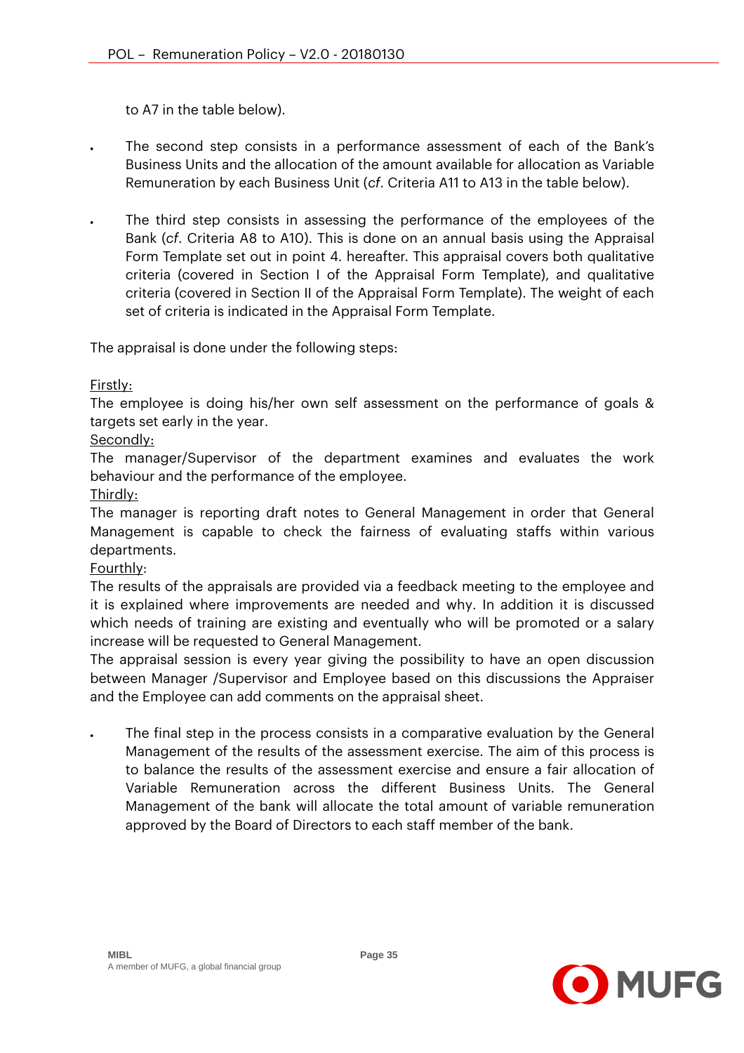to A7 in the table below).

- The second step consists in a performance assessment of each of the Bank's Business Units and the allocation of the amount available for allocation as Variable Remuneration by each Business Unit (*cf*. Criteria A11 to A13 in the table below).

- The third step consists in assessing the performance of the employees of the Bank (*cf*. Criteria A8 to A10). This is done on an annual basis using the Appraisal Form Template set out in point 4. hereafter. This appraisal covers both qualitative criteria (covered in Section I of the Appraisal Form Template), and qualitative criteria (covered in Section II of the Appraisal Form Template). The weight of each set of criteria is indicated in the Appraisal Form Template.

The appraisal is done under the following steps:

<u>Firstly:</u>
The employee is doing his/her own self assessment on the performance of goals & targets set early in the year.
<u>Secondly:</u>
The manager/Supervisor of the department examines and evaluates the work behaviour and the performance of the employee.
<u>Thirdly:</u>
The manager is reporting draft notes to General Management in order that General Management is capable to check the fairness of evaluating staffs within various departments.
<u>Fourthly</u>:
The results of the appraisals are provided via a feedback meeting to the employee and it is explained where improvements are needed and why. In addition it is discussed which needs of training are existing and eventually who will be promoted or a salary increase will be requested to General Management.
The appraisal session is every year giving the possibility to have an open discussion between Manager /Supervisor and Employee based on this discussions the Appraiser and the Employee can add comments on the appraisal sheet.

- The final step in the process consists in a comparative evaluation by the General Management of the results of the assessment exercise. The aim of this process is to balance the results of the assessment exercise and ensure a fair allocation of Variable Remuneration across the different Business Units. The General Management of the bank will allocate the total amount of variable remuneration approved by the Board of Directors to each staff member of the bank.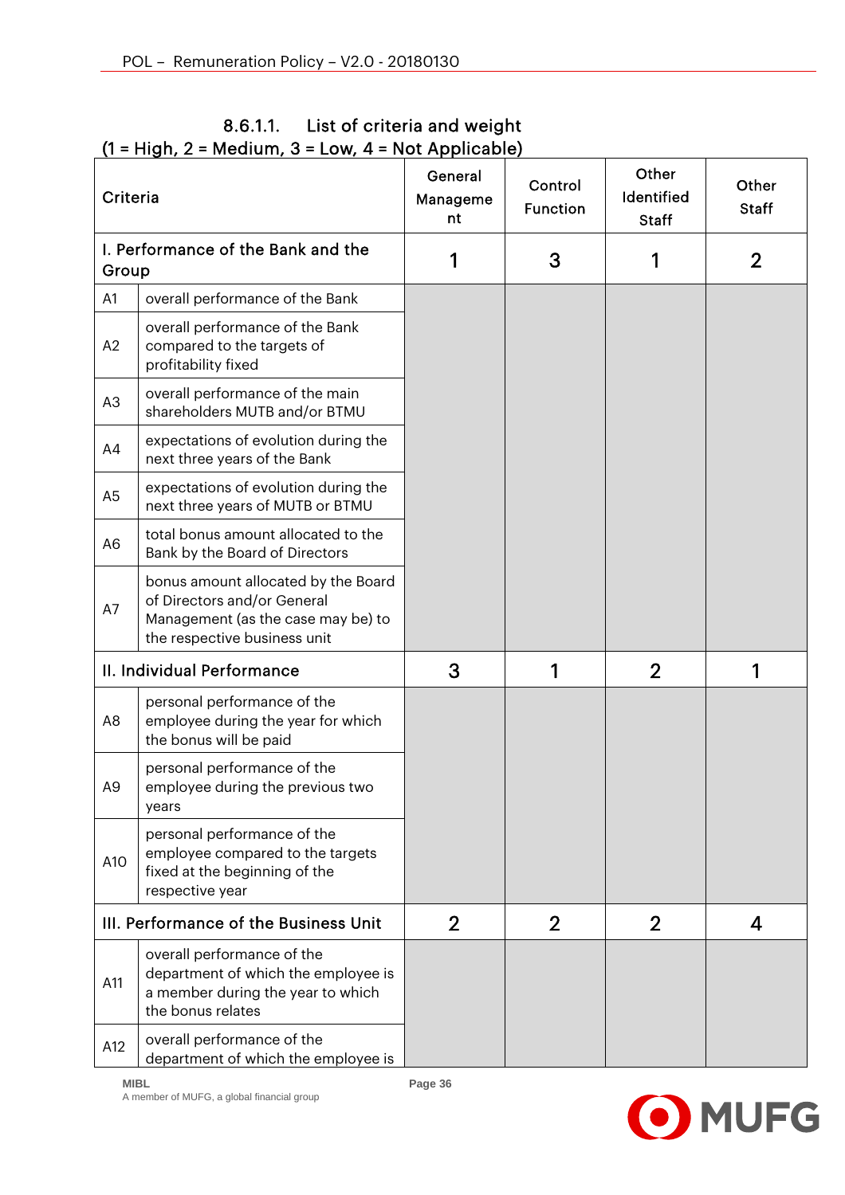#### 8.6.1.1. List of criteria and weight

(1 = High, 2 = Medium, 3 = Low, 4 = Not Applicable)

| Criteria | | General Management | Control Function | Other Identified Staff | Other Staff |
|---|---|---|---|---|---|
| I. Performance of the Bank and the Group | | 1 | 3 | 1 | 2 |
| A1 | overall performance of the Bank | | | | |
| A2 | overall performance of the Bank compared to the targets of profitability fixed | | | | |
| A3 | overall performance of the main shareholders MUTB and/or BTMU | | | | |
| A4 | expectations of evolution during the next three years of the Bank | | | | |
| A5 | expectations of evolution during the next three years of MUTB or BTMU | | | | |
| A6 | total bonus amount allocated to the Bank by the Board of Directors | | | | |
| A7 | bonus amount allocated by the Board of Directors and/or General Management (as the case may be) to the respective business unit | | | | |
| II. Individual Performance | | 3 | 1 | 2 | 1 |
| A8 | personal performance of the employee during the year for which the bonus will be paid | | | | |
| A9 | personal performance of the employee during the previous two years | | | | |
| A10 | personal performance of the employee compared to the targets fixed at the beginning of the respective year | | | | |
| III. Performance of the Business Unit | | 2 | 2 | 2 | 4 |
| A11 | overall performance of the department of which the employee is a member during the year to which the bonus relates | | | | |
| A12 | overall performance of the department of which the employee is | | | | |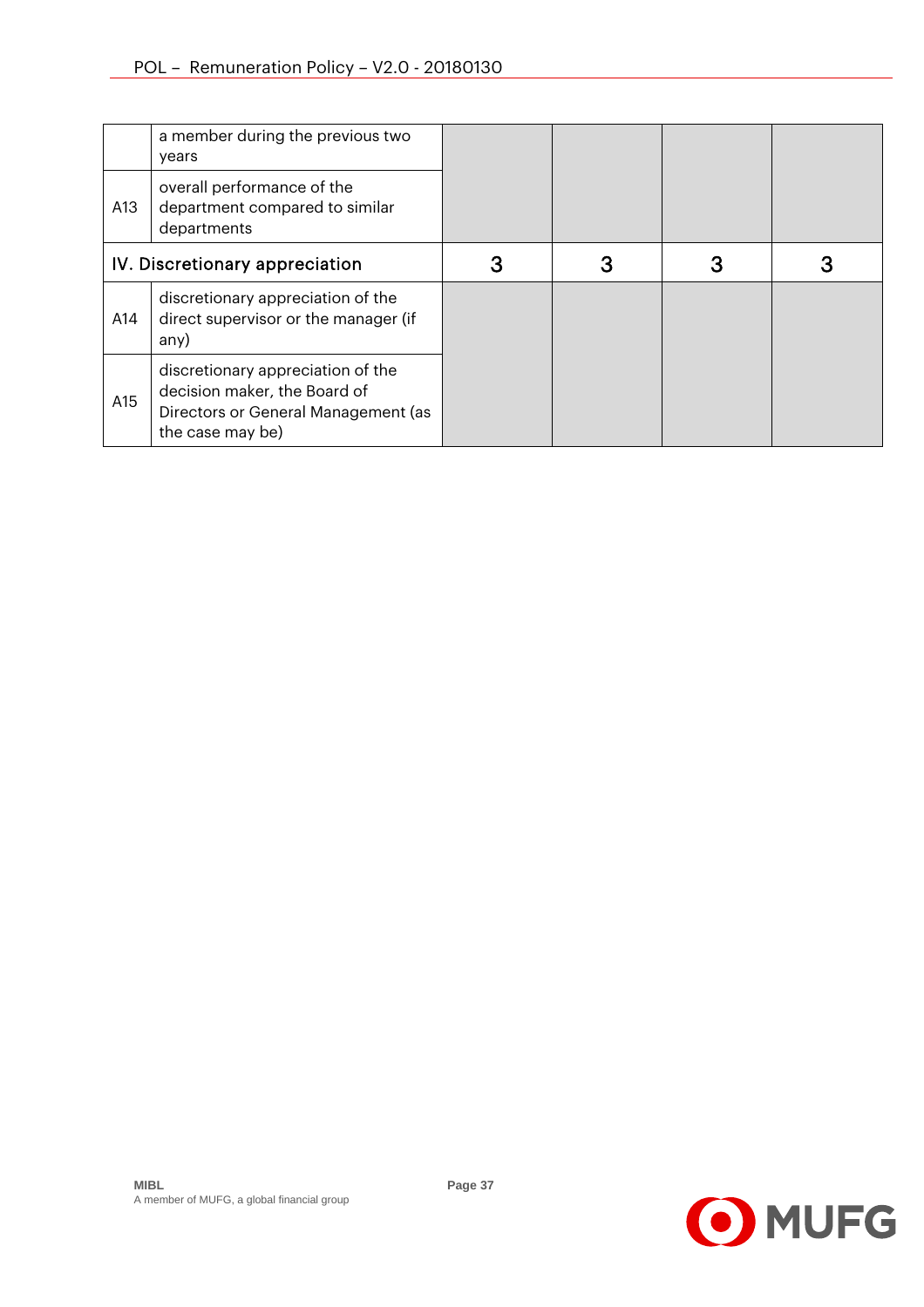| | | | | | |
|---|---|---|---|---|---|
| | a member during the previous two years | | | | |
| A13 | overall performance of the department compared to similar departments | | | | |
| IV. Discretionary appreciation | | 3 | 3 | 3 | 3 |
| A14 | discretionary appreciation of the direct supervisor or the manager (if any) | | | | |
| A15 | discretionary appreciation of the decision maker, the Board of Directors or General Management (as the case may be) | | | | |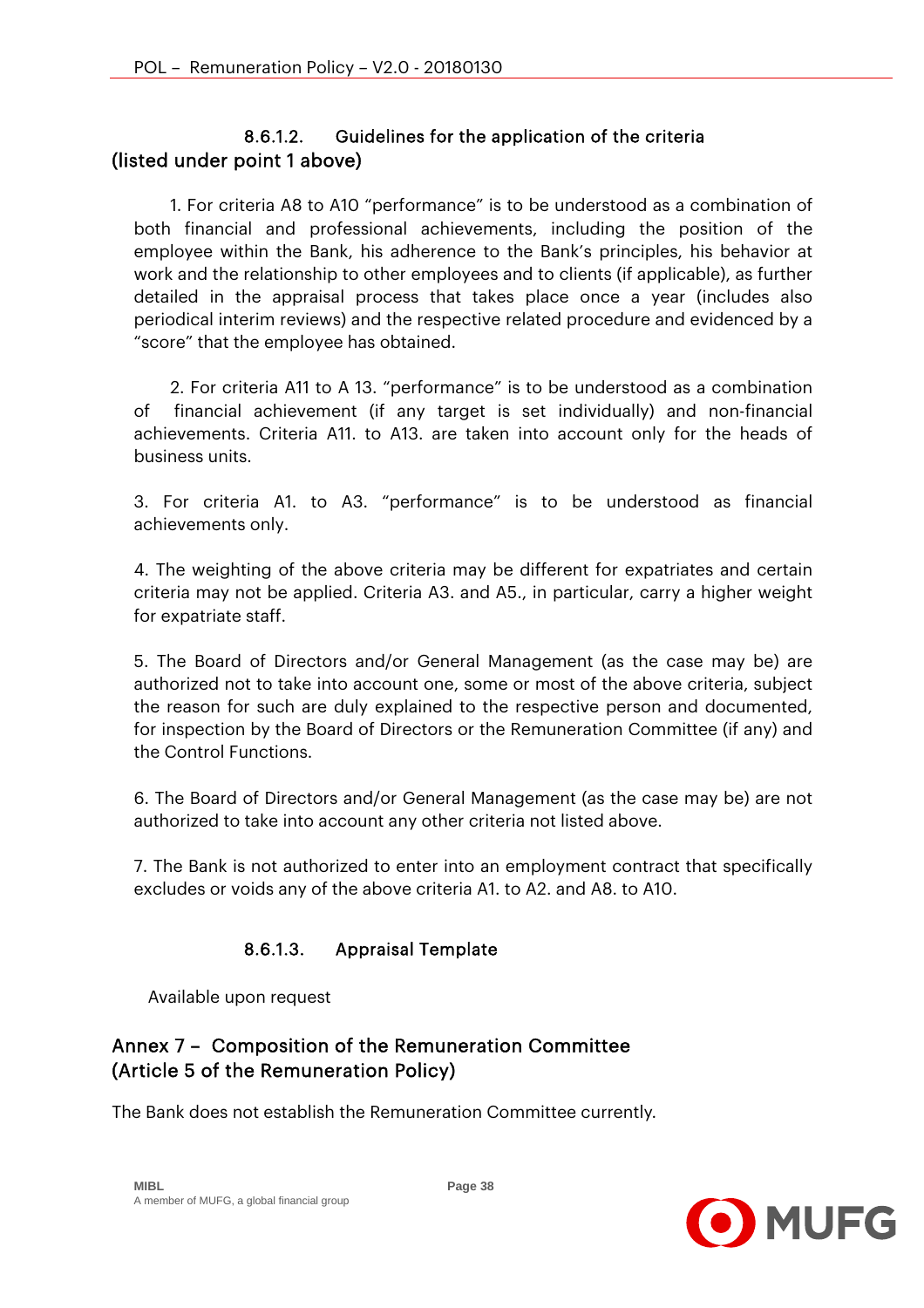#### 8.6.1.2. Guidelines for the application of the criteria (listed under point 1 above)

1. For criteria A8 to A10 "performance" is to be understood as a combination of both financial and professional achievements, including the position of the employee within the Bank, his adherence to the Bank's principles, his behavior at work and the relationship to other employees and to clients (if applicable), as further detailed in the appraisal process that takes place once a year (includes also periodical interim reviews) and the respective related procedure and evidenced by a "score" that the employee has obtained.

2. For criteria A11 to A 13. "performance" is to be understood as a combination of financial achievement (if any target is set individually) and non-financial achievements. Criteria A11. to A13. are taken into account only for the heads of business units.

3. For criteria A1. to A3. "performance" is to be understood as financial achievements only.

4. The weighting of the above criteria may be different for expatriates and certain criteria may not be applied. Criteria A3. and A5., in particular, carry a higher weight for expatriate staff.

5. The Board of Directors and/or General Management (as the case may be) are authorized not to take into account one, some or most of the above criteria, subject the reason for such are duly explained to the respective person and documented, for inspection by the Board of Directors or the Remuneration Committee (if any) and the Control Functions.

6. The Board of Directors and/or General Management (as the case may be) are not authorized to take into account any other criteria not listed above.

7. The Bank is not authorized to enter into an employment contract that specifically excludes or voids any of the above criteria A1. to A2. and A8. to A10.

#### 8.6.1.3. Appraisal Template

Available upon request

## Annex 7 – Composition of the Remuneration Committee (Article 5 of the Remuneration Policy)

The Bank does not establish the Remuneration Committee currently.